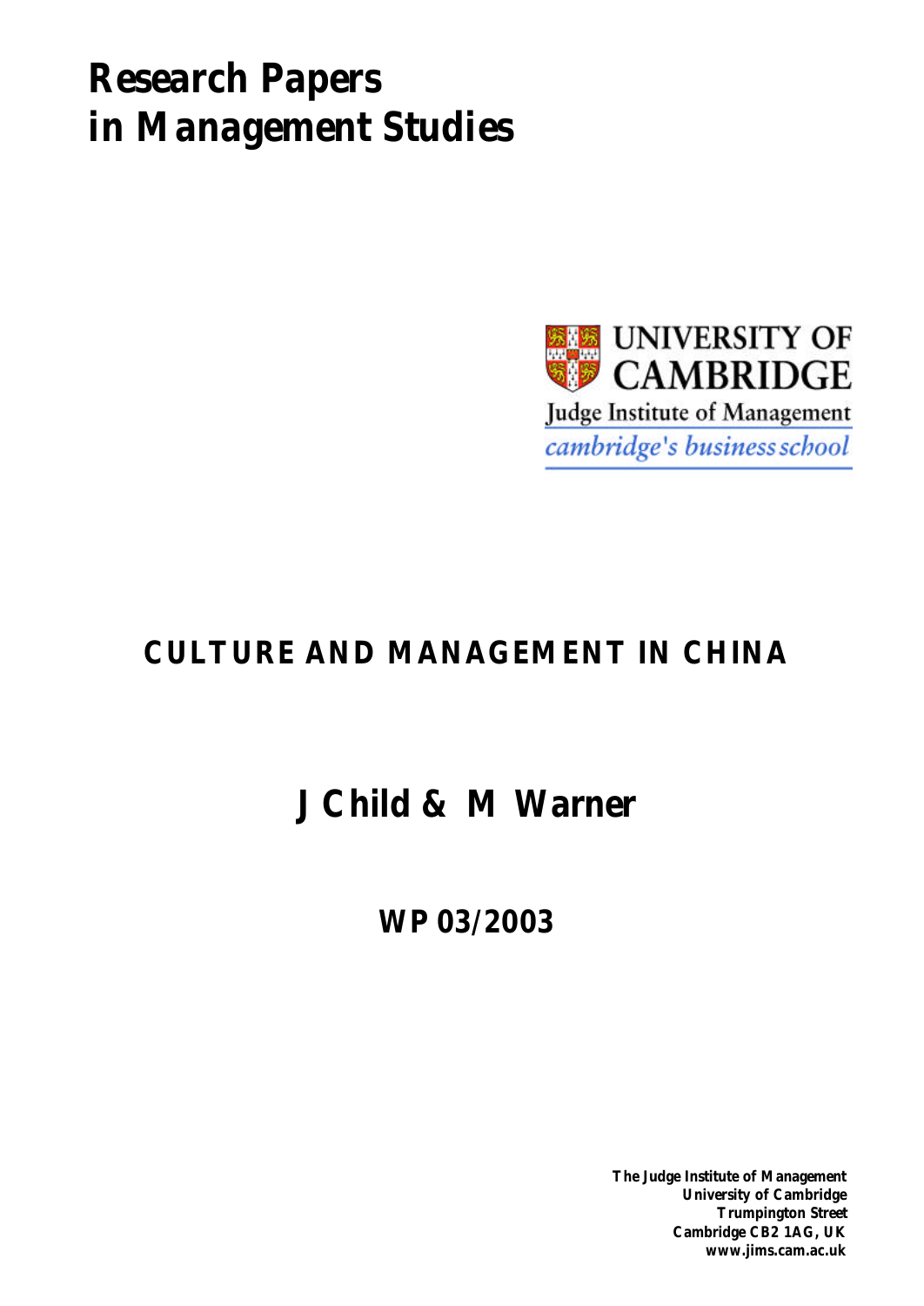# Research Papers in Management Studies

UNIVERSITY OF CAMBRIDGE

Judge Institute of Management

*cambridge's business school*

## CULTURE AND MANAGEMENT IN CHINA

## J Child & M Warner

## WP 03/2003

**The Judge Institute of Management**
**University of Cambridge**
**Trumpington Street**
**Cambridge CB2 1AG, UK**
**www.jims.cam.ac.uk**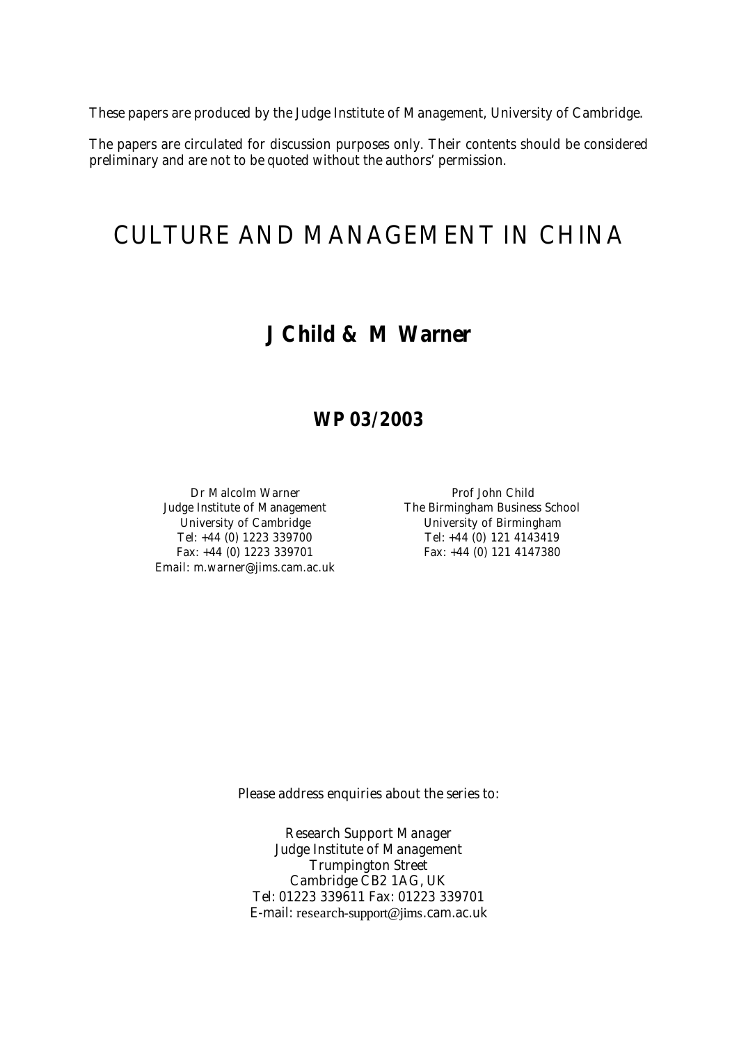These papers are produced by the Judge Institute of Management, University of Cambridge.

The papers are circulated for discussion purposes only. Their contents should be considered preliminary and are not to be quoted without the authors' permission.

# CULTURE AND MANAGEMENT IN CHINA

## J Child & M Warner

## WP 03/2003

Dr Malcolm Warner
Judge Institute of Management
University of Cambridge
Tel: +44 (0) 1223 339700
Fax: +44 (0) 1223 339701
Email: m.warner@jims.cam.ac.uk

Prof John Child
The Birmingham Business School
University of Birmingham
Tel: +44 (0) 121 4143419
Fax: +44 (0) 121 4147380

Please address enquiries about the series to:

Research Support Manager
Judge Institute of Management
Trumpington Street
Cambridge CB2 1AG, UK
Tel: 01223 339611 Fax: 01223 339701
E-mail: research-support@jims.cam.ac.uk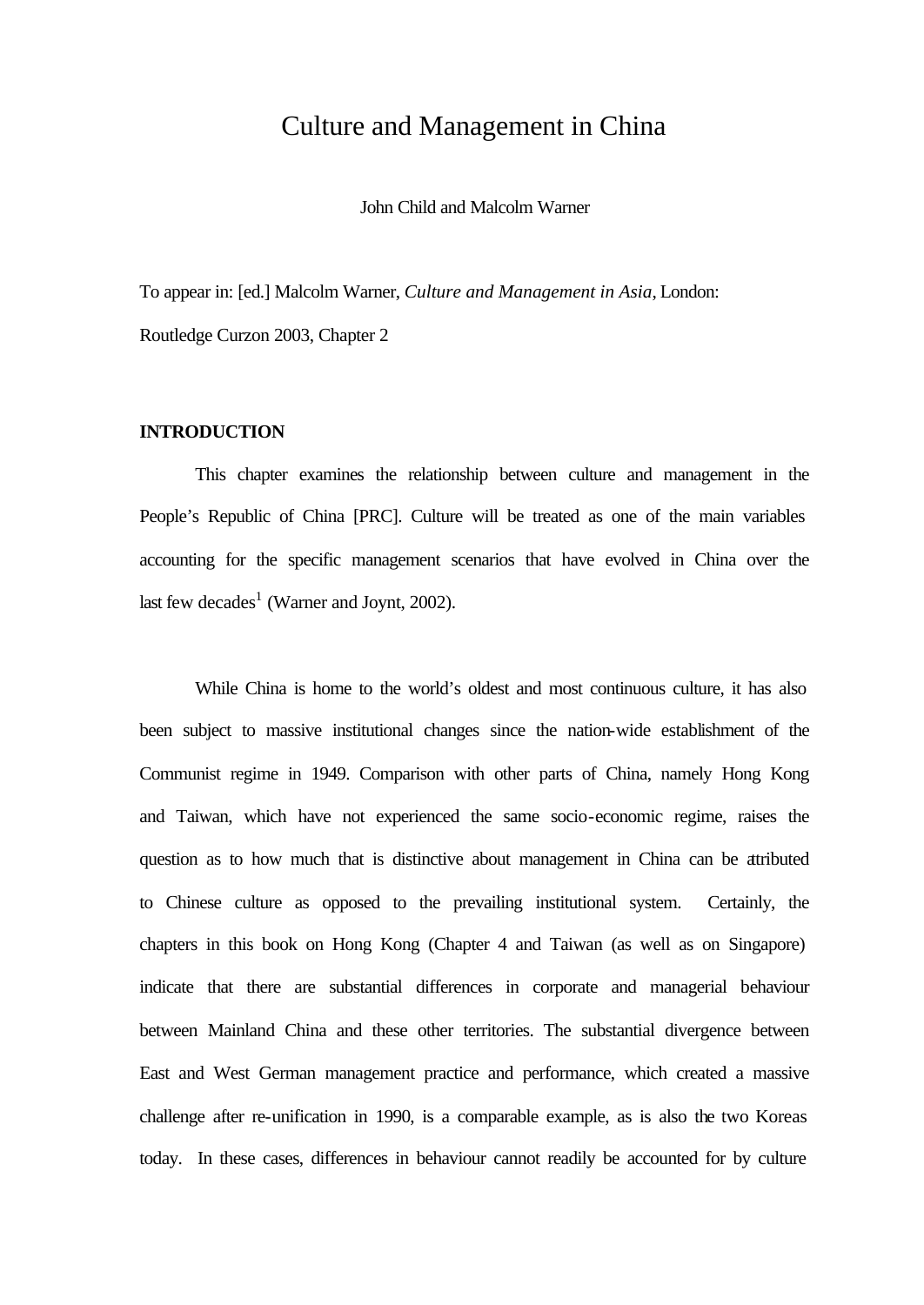# Culture and Management in China

John Child and Malcolm Warner

To appear in: [ed.] Malcolm Warner, *Culture and Management in Asia*, London: Routledge Curzon 2003, Chapter 2

## INTRODUCTION

This chapter examines the relationship between culture and management in the People's Republic of China [PRC]. Culture will be treated as one of the main variables accounting for the specific management scenarios that have evolved in China over the last few decades[1] (Warner and Joynt, 2002).

While China is home to the world's oldest and most continuous culture, it has also been subject to massive institutional changes since the nation-wide establishment of the Communist regime in 1949. Comparison with other parts of China, namely Hong Kong and Taiwan, which have not experienced the same socio-economic regime, raises the question as to how much that is distinctive about management in China can be attributed to Chinese culture as opposed to the prevailing institutional system. Certainly, the chapters in this book on Hong Kong (Chapter 4 and Taiwan (as well as on Singapore) indicate that there are substantial differences in corporate and managerial behaviour between Mainland China and these other territories. The substantial divergence between East and West German management practice and performance, which created a massive challenge after re-unification in 1990, is a comparable example, as is also the two Koreas today. In these cases, differences in behaviour cannot readily be accounted for by culture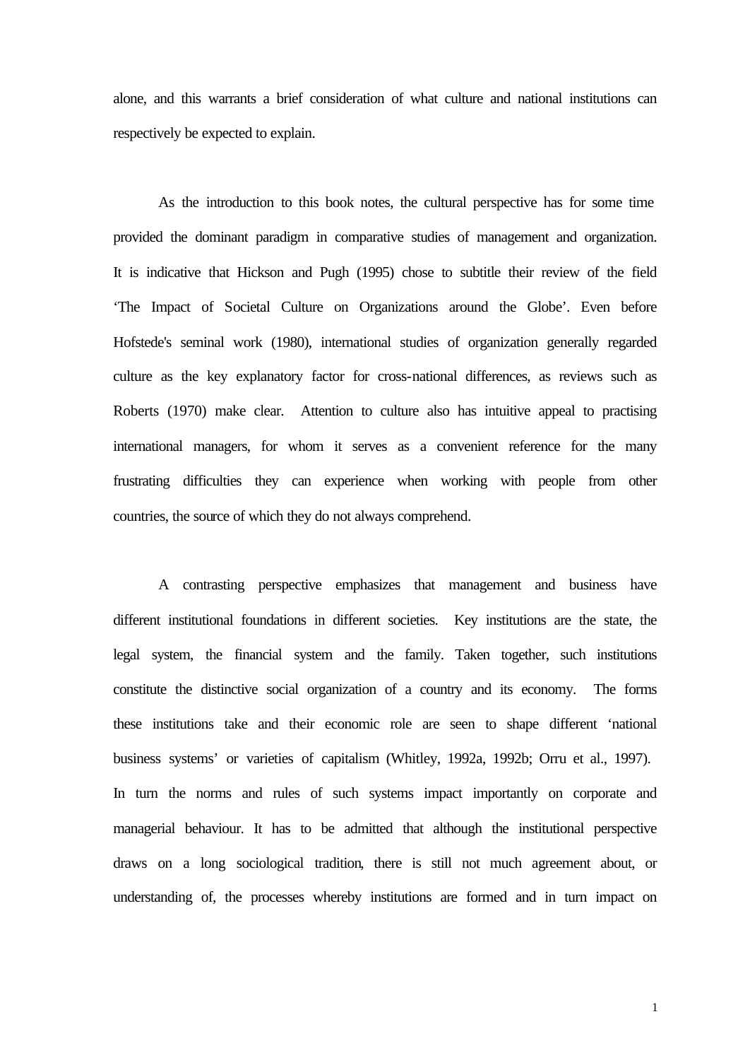alone, and this warrants a brief consideration of what culture and national institutions can respectively be expected to explain.

As the introduction to this book notes, the cultural perspective has for some time provided the dominant paradigm in comparative studies of management and organization. It is indicative that Hickson and Pugh (1995) chose to subtitle their review of the field 'The Impact of Societal Culture on Organizations around the Globe'. Even before Hofstede's seminal work (1980), international studies of organization generally regarded culture as the key explanatory factor for cross-national differences, as reviews such as Roberts (1970) make clear. Attention to culture also has intuitive appeal to practising international managers, for whom it serves as a convenient reference for the many frustrating difficulties they can experience when working with people from other countries, the source of which they do not always comprehend.

A contrasting perspective emphasizes that management and business have different institutional foundations in different societies. Key institutions are the state, the legal system, the financial system and the family. Taken together, such institutions constitute the distinctive social organization of a country and its economy. The forms these institutions take and their economic role are seen to shape different 'national business systems' or varieties of capitalism (Whitley, 1992a, 1992b; Orru et al., 1997). In turn the norms and rules of such systems impact importantly on corporate and managerial behaviour. It has to be admitted that although the institutional perspective draws on a long sociological tradition, there is still not much agreement about, or understanding of, the processes whereby institutions are formed and in turn impact on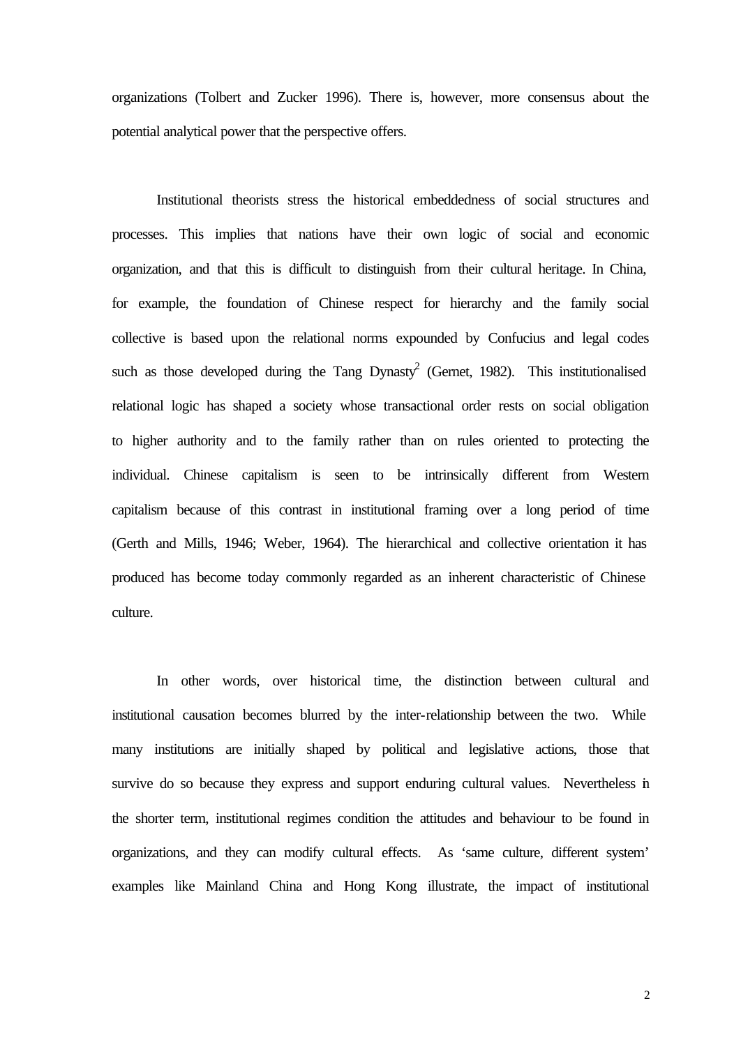organizations (Tolbert and Zucker 1996). There is, however, more consensus about the potential analytical power that the perspective offers.

Institutional theorists stress the historical embeddedness of social structures and processes. This implies that nations have their own logic of social and economic organization, and that this is difficult to distinguish from their cultural heritage. In China, for example, the foundation of Chinese respect for hierarchy and the family social collective is based upon the relational norms expounded by Confucius and legal codes such as those developed during the Tang Dynasty[2] (Gernet, 1982). This institutionalised relational logic has shaped a society whose transactional order rests on social obligation to higher authority and to the family rather than on rules oriented to protecting the individual. Chinese capitalism is seen to be intrinsically different from Western capitalism because of this contrast in institutional framing over a long period of time (Gerth and Mills, 1946; Weber, 1964). The hierarchical and collective orientation it has produced has become today commonly regarded as an inherent characteristic of Chinese culture.

In other words, over historical time, the distinction between cultural and institutional causation becomes blurred by the inter-relationship between the two. While many institutions are initially shaped by political and legislative actions, those that survive do so because they express and support enduring cultural values. Nevertheless in the shorter term, institutional regimes condition the attitudes and behaviour to be found in organizations, and they can modify cultural effects. As 'same culture, different system' examples like Mainland China and Hong Kong illustrate, the impact of institutional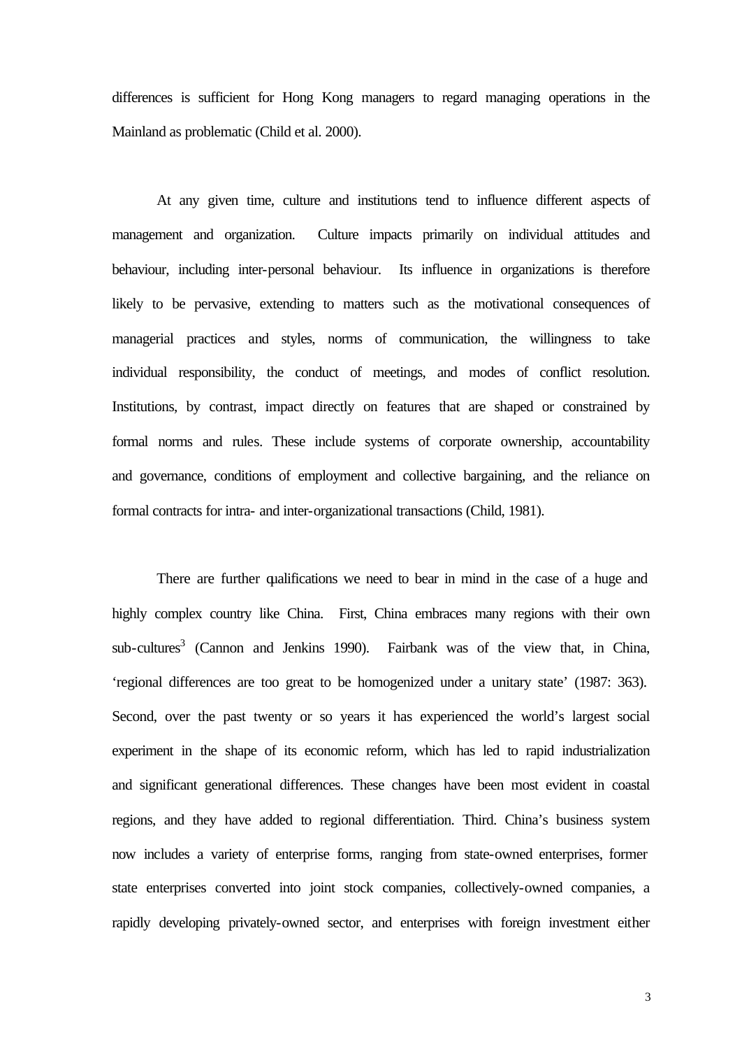differences is sufficient for Hong Kong managers to regard managing operations in the Mainland as problematic (Child et al. 2000).

At any given time, culture and institutions tend to influence different aspects of management and organization. Culture impacts primarily on individual attitudes and behaviour, including inter-personal behaviour. Its influence in organizations is therefore likely to be pervasive, extending to matters such as the motivational consequences of managerial practices and styles, norms of communication, the willingness to take individual responsibility, the conduct of meetings, and modes of conflict resolution. Institutions, by contrast, impact directly on features that are shaped or constrained by formal norms and rules. These include systems of corporate ownership, accountability and governance, conditions of employment and collective bargaining, and the reliance on formal contracts for intra- and inter-organizational transactions (Child, 1981).

There are further qualifications we need to bear in mind in the case of a huge and highly complex country like China. First, China embraces many regions with their own sub-cultures[3] (Cannon and Jenkins 1990). Fairbank was of the view that, in China, 'regional differences are too great to be homogenized under a unitary state' (1987: 363). Second, over the past twenty or so years it has experienced the world's largest social experiment in the shape of its economic reform, which has led to rapid industrialization and significant generational differences. These changes have been most evident in coastal regions, and they have added to regional differentiation. Third. China's business system now includes a variety of enterprise forms, ranging from state-owned enterprises, former state enterprises converted into joint stock companies, collectively-owned companies, a rapidly developing privately-owned sector, and enterprises with foreign investment either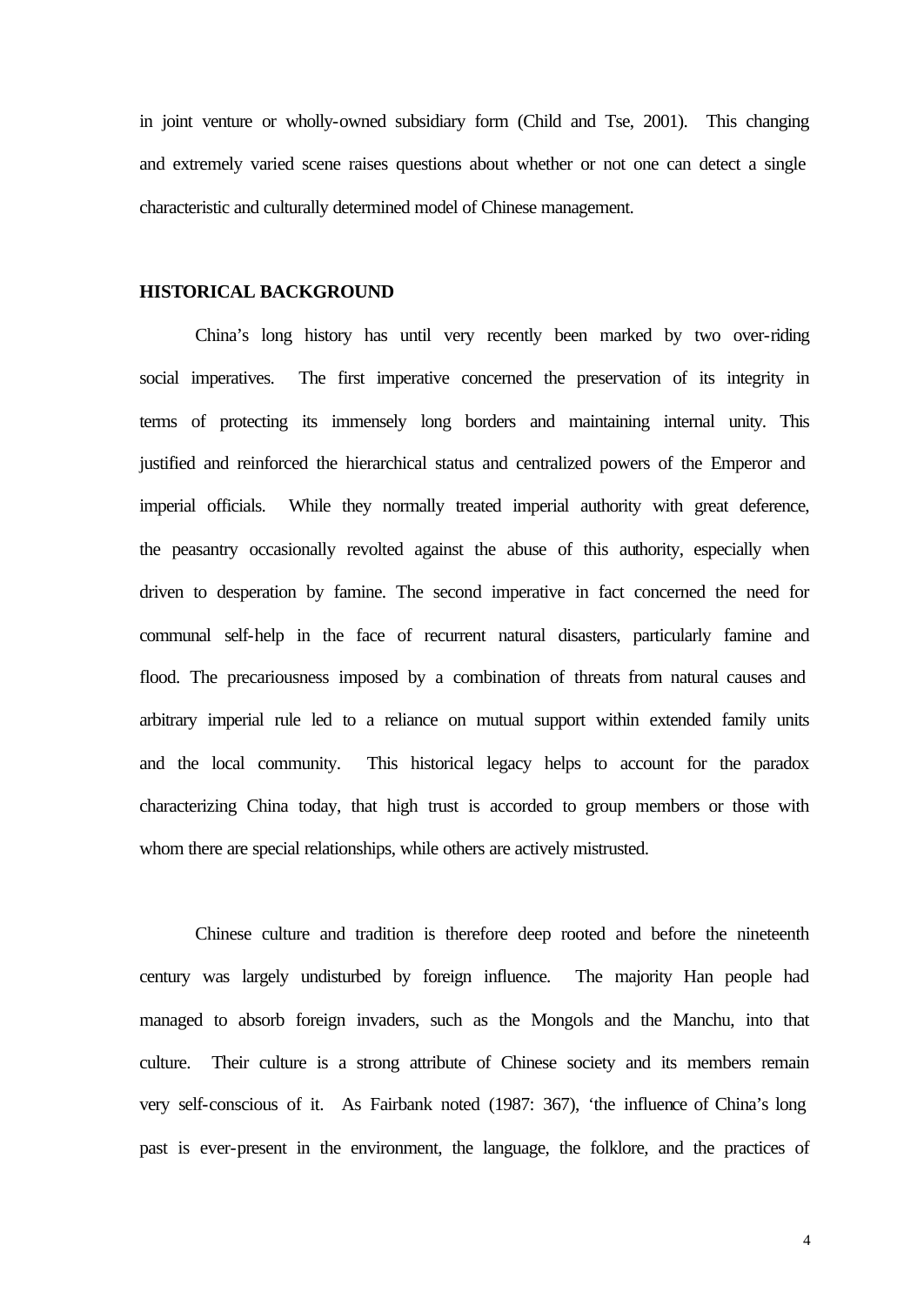in joint venture or wholly-owned subsidiary form (Child and Tse, 2001). This changing and extremely varied scene raises questions about whether or not one can detect a single characteristic and culturally determined model of Chinese management.

## HISTORICAL BACKGROUND

China's long history has until very recently been marked by two over-riding social imperatives. The first imperative concerned the preservation of its integrity in terms of protecting its immensely long borders and maintaining internal unity. This justified and reinforced the hierarchical status and centralized powers of the Emperor and imperial officials. While they normally treated imperial authority with great deference, the peasantry occasionally revolted against the abuse of this authority, especially when driven to desperation by famine. The second imperative in fact concerned the need for communal self-help in the face of recurrent natural disasters, particularly famine and flood. The precariousness imposed by a combination of threats from natural causes and arbitrary imperial rule led to a reliance on mutual support within extended family units and the local community. This historical legacy helps to account for the paradox characterizing China today, that high trust is accorded to group members or those with whom there are special relationships, while others are actively mistrusted.

Chinese culture and tradition is therefore deep rooted and before the nineteenth century was largely undisturbed by foreign influence. The majority Han people had managed to absorb foreign invaders, such as the Mongols and the Manchu, into that culture. Their culture is a strong attribute of Chinese society and its members remain very self-conscious of it. As Fairbank noted (1987: 367), 'the influence of China's long past is ever-present in the environment, the language, the folklore, and the practices of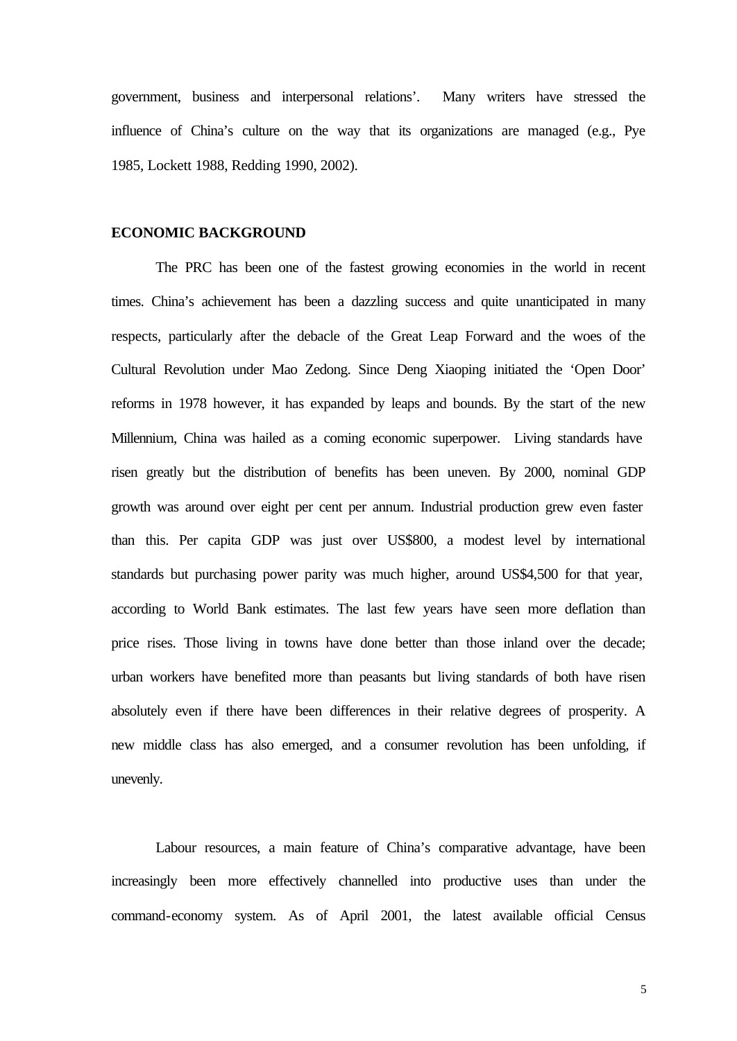government, business and interpersonal relations'. Many writers have stressed the influence of China's culture on the way that its organizations are managed (e.g., Pye 1985, Lockett 1988, Redding 1990, 2002).

## ECONOMIC BACKGROUND

The PRC has been one of the fastest growing economies in the world in recent times. China's achievement has been a dazzling success and quite unanticipated in many respects, particularly after the debacle of the Great Leap Forward and the woes of the Cultural Revolution under Mao Zedong. Since Deng Xiaoping initiated the 'Open Door' reforms in 1978 however, it has expanded by leaps and bounds. By the start of the new Millennium, China was hailed as a coming economic superpower. Living standards have risen greatly but the distribution of benefits has been uneven. By 2000, nominal GDP growth was around over eight per cent per annum. Industrial production grew even faster than this. Per capita GDP was just over US$800, a modest level by international standards but purchasing power parity was much higher, around US$4,500 for that year, according to World Bank estimates. The last few years have seen more deflation than price rises. Those living in towns have done better than those inland over the decade; urban workers have benefited more than peasants but living standards of both have risen absolutely even if there have been differences in their relative degrees of prosperity. A new middle class has also emerged, and a consumer revolution has been unfolding, if unevenly.

Labour resources, a main feature of China's comparative advantage, have been increasingly been more effectively channelled into productive uses than under the command-economy system. As of April 2001, the latest available official Census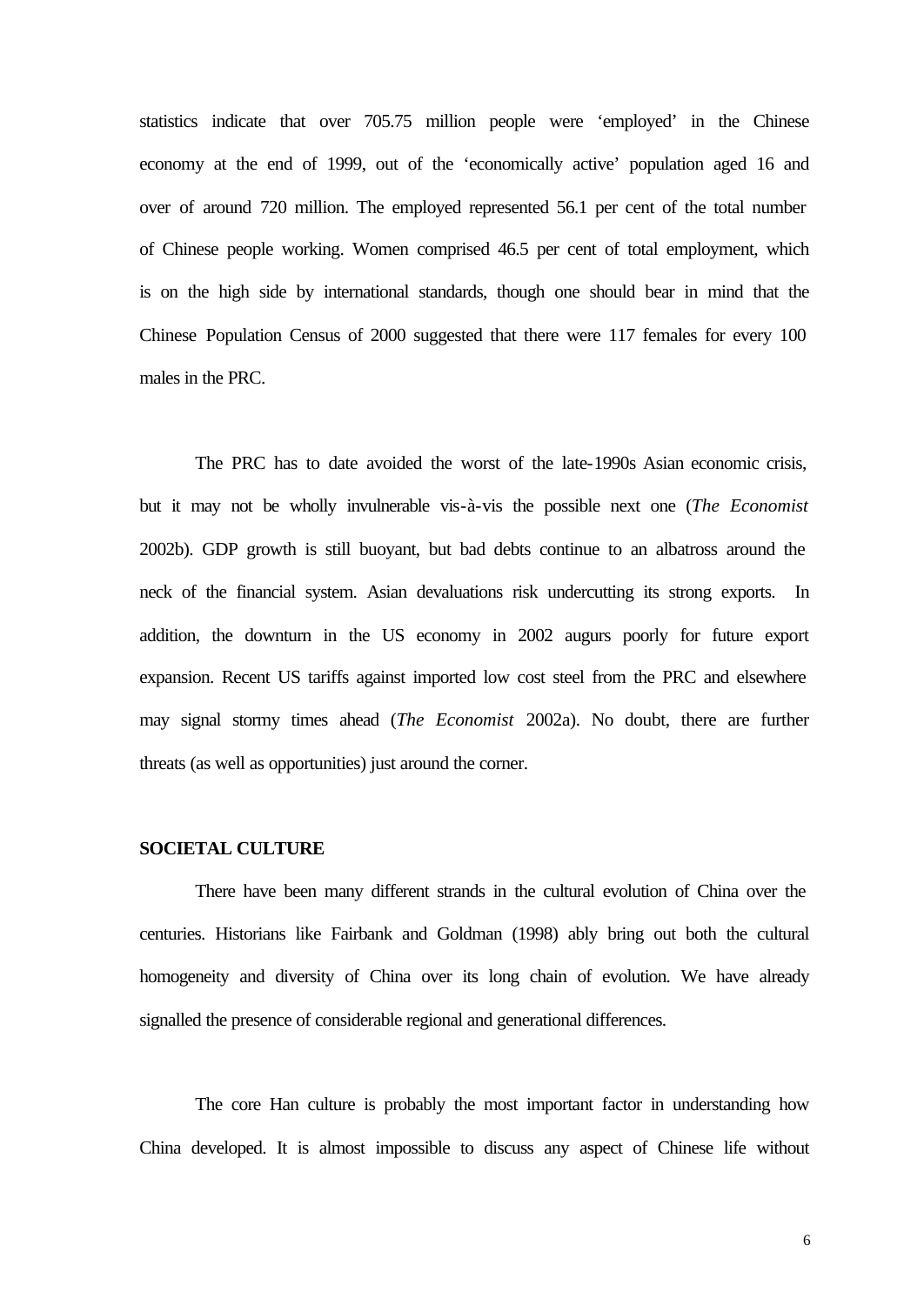statistics indicate that over 705.75 million people were 'employed' in the Chinese economy at the end of 1999, out of the 'economically active' population aged 16 and over of around 720 million. The employed represented 56.1 per cent of the total number of Chinese people working. Women comprised 46.5 per cent of total employment, which is on the high side by international standards, though one should bear in mind that the Chinese Population Census of 2000 suggested that there were 117 females for every 100 males in the PRC.

The PRC has to date avoided the worst of the late-1990s Asian economic crisis, but it may not be wholly invulnerable vis-à-vis the possible next one (*The Economist* 2002b). GDP growth is still buoyant, but bad debts continue to an albatross around the neck of the financial system. Asian devaluations risk undercutting its strong exports. In addition, the downturn in the US economy in 2002 augurs poorly for future export expansion. Recent US tariffs against imported low cost steel from the PRC and elsewhere may signal stormy times ahead (*The Economist* 2002a). No doubt, there are further threats (as well as opportunities) just around the corner.

## SOCIETAL CULTURE

There have been many different strands in the cultural evolution of China over the centuries. Historians like Fairbank and Goldman (1998) ably bring out both the cultural homogeneity and diversity of China over its long chain of evolution. We have already signalled the presence of considerable regional and generational differences.

The core Han culture is probably the most important factor in understanding how China developed. It is almost impossible to discuss any aspect of Chinese life without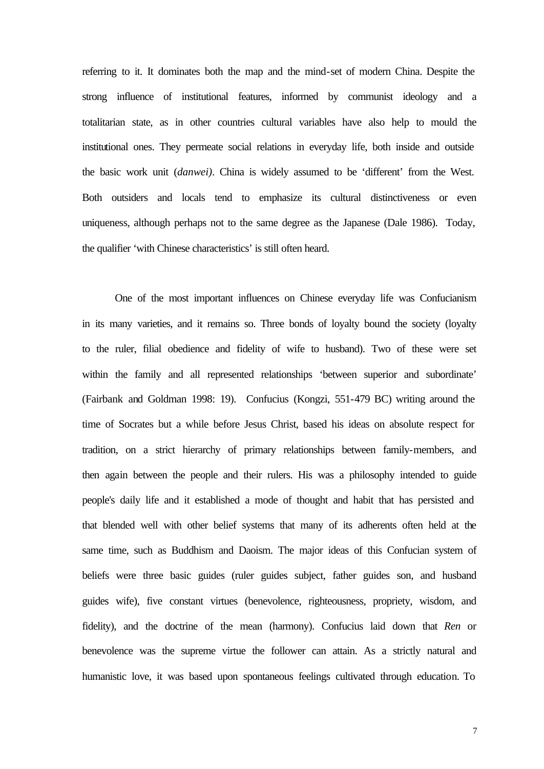referring to it. It dominates both the map and the mind-set of modern China. Despite the strong influence of institutional features, informed by communist ideology and a totalitarian state, as in other countries cultural variables have also help to mould the institutional ones. They permeate social relations in everyday life, both inside and outside the basic work unit (*danwei)*. China is widely assumed to be 'different' from the West. Both outsiders and locals tend to emphasize its cultural distinctiveness or even uniqueness, although perhaps not to the same degree as the Japanese (Dale 1986). Today, the qualifier 'with Chinese characteristics' is still often heard.

One of the most important influences on Chinese everyday life was Confucianism in its many varieties, and it remains so. Three bonds of loyalty bound the society (loyalty to the ruler, filial obedience and fidelity of wife to husband). Two of these were set within the family and all represented relationships 'between superior and subordinate' (Fairbank and Goldman 1998: 19). Confucius (Kongzi, 551-479 BC) writing around the time of Socrates but a while before Jesus Christ, based his ideas on absolute respect for tradition, on a strict hierarchy of primary relationships between family-members, and then again between the people and their rulers. His was a philosophy intended to guide people's daily life and it established a mode of thought and habit that has persisted and that blended well with other belief systems that many of its adherents often held at the same time, such as Buddhism and Daoism. The major ideas of this Confucian system of beliefs were three basic guides (ruler guides subject, father guides son, and husband guides wife), five constant virtues (benevolence, righteousness, propriety, wisdom, and fidelity), and the doctrine of the mean (harmony). Confucius laid down that *Ren* or benevolence was the supreme virtue the follower can attain. As a strictly natural and humanistic love, it was based upon spontaneous feelings cultivated through education. To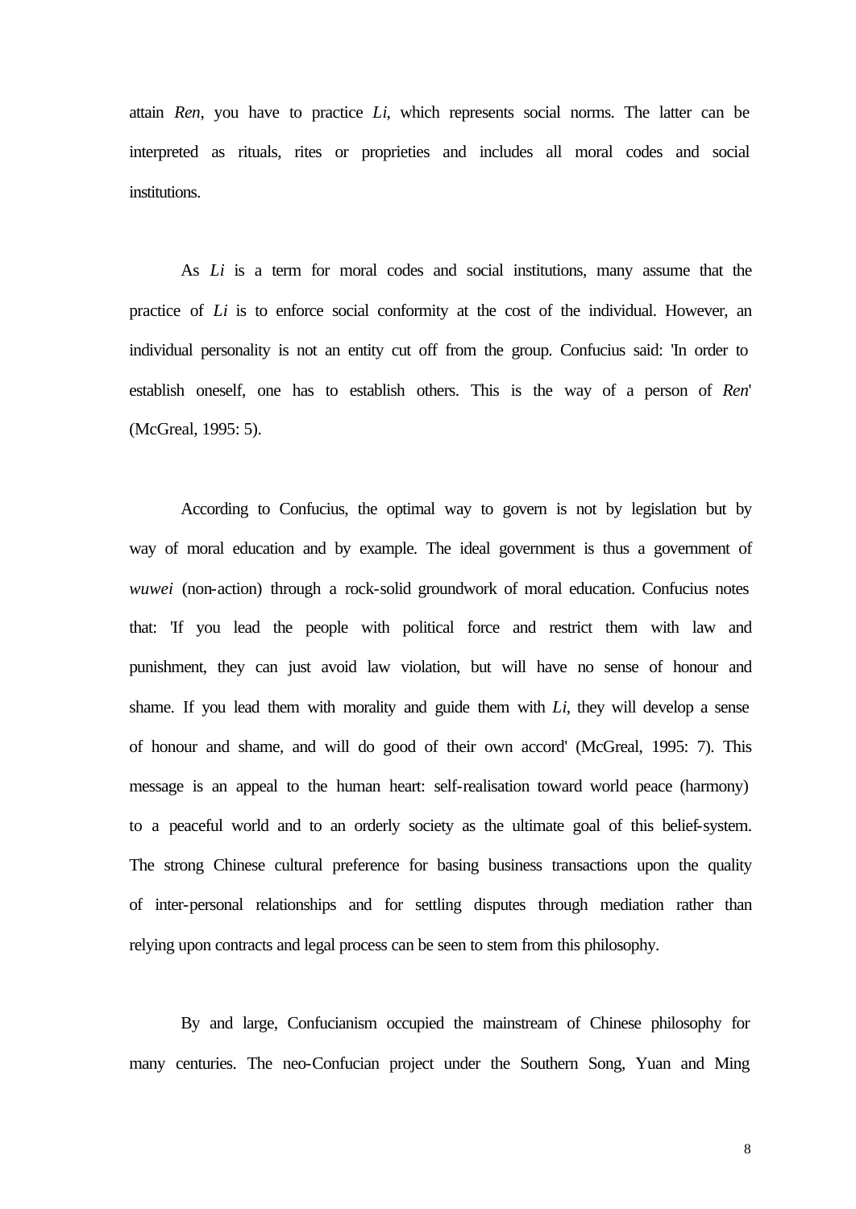attain *Ren*, you have to practice *Li*, which represents social norms. The latter can be interpreted as rituals, rites or proprieties and includes all moral codes and social institutions.

As *Li* is a term for moral codes and social institutions, many assume that the practice of *Li* is to enforce social conformity at the cost of the individual. However, an individual personality is not an entity cut off from the group. Confucius said: 'In order to establish oneself, one has to establish others. This is the way of a person of *Ren*' (McGreal, 1995: 5).

According to Confucius, the optimal way to govern is not by legislation but by way of moral education and by example. The ideal government is thus a government of *wuwei* (non-action) through a rock-solid groundwork of moral education. Confucius notes that: 'If you lead the people with political force and restrict them with law and punishment, they can just avoid law violation, but will have no sense of honour and shame. If you lead them with morality and guide them with *Li*, they will develop a sense of honour and shame, and will do good of their own accord' (McGreal, 1995: 7). This message is an appeal to the human heart: self-realisation toward world peace (harmony) to a peaceful world and to an orderly society as the ultimate goal of this belief-system. The strong Chinese cultural preference for basing business transactions upon the quality of inter-personal relationships and for settling disputes through mediation rather than relying upon contracts and legal process can be seen to stem from this philosophy.

By and large, Confucianism occupied the mainstream of Chinese philosophy for many centuries. The neo-Confucian project under the Southern Song, Yuan and Ming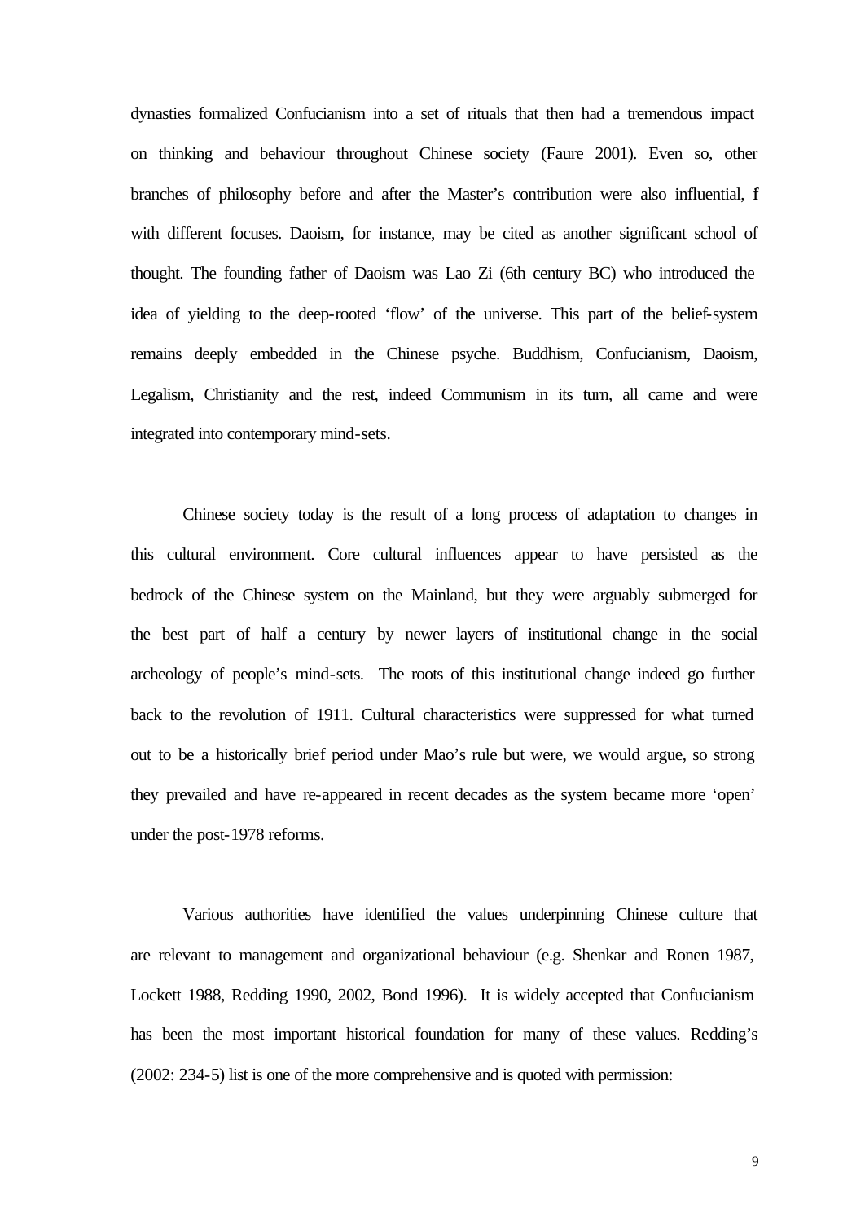dynasties formalized Confucianism into a set of rituals that then had a tremendous impact on thinking and behaviour throughout Chinese society (Faure 2001). Even so, other branches of philosophy before and after the Master's contribution were also influential, f with different focuses. Daoism, for instance, may be cited as another significant school of thought. The founding father of Daoism was Lao Zi (6th century BC) who introduced the idea of yielding to the deep-rooted 'flow' of the universe. This part of the belief-system remains deeply embedded in the Chinese psyche. Buddhism, Confucianism, Daoism, Legalism, Christianity and the rest, indeed Communism in its turn, all came and were integrated into contemporary mind-sets.

Chinese society today is the result of a long process of adaptation to changes in this cultural environment. Core cultural influences appear to have persisted as the bedrock of the Chinese system on the Mainland, but they were arguably submerged for the best part of half a century by newer layers of institutional change in the social archeology of people's mind-sets. The roots of this institutional change indeed go further back to the revolution of 1911. Cultural characteristics were suppressed for what turned out to be a historically brief period under Mao's rule but were, we would argue, so strong they prevailed and have re-appeared in recent decades as the system became more 'open' under the post-1978 reforms.

Various authorities have identified the values underpinning Chinese culture that are relevant to management and organizational behaviour (e.g. Shenkar and Ronen 1987, Lockett 1988, Redding 1990, 2002, Bond 1996). It is widely accepted that Confucianism has been the most important historical foundation for many of these values. Redding's (2002: 234-5) list is one of the more comprehensive and is quoted with permission: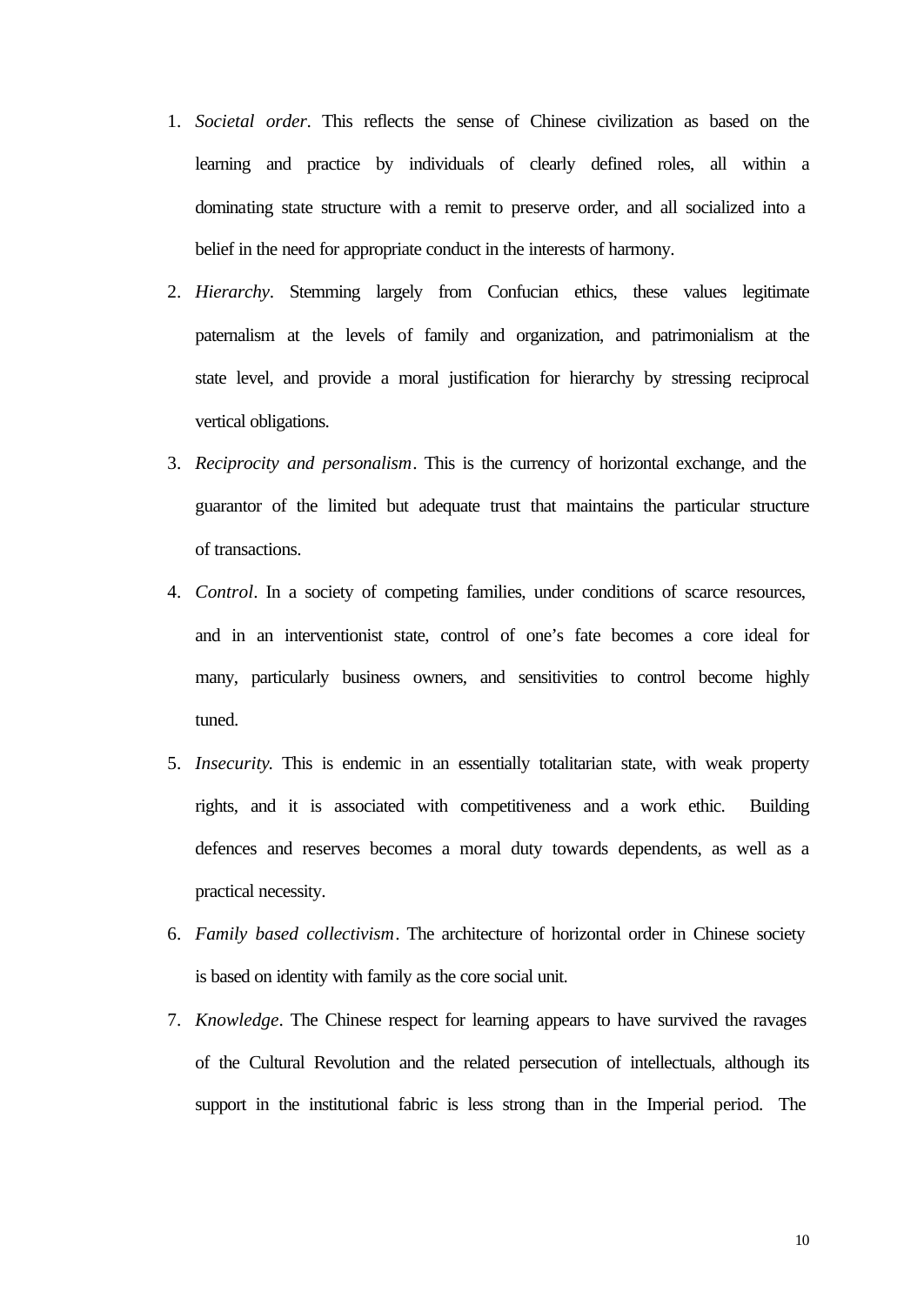1. *Societal order*. This reflects the sense of Chinese civilization as based on the learning and practice by individuals of clearly defined roles, all within a dominating state structure with a remit to preserve order, and all socialized into a belief in the need for appropriate conduct in the interests of harmony.
2. *Hierarchy*. Stemming largely from Confucian ethics, these values legitimate paternalism at the levels of family and organization, and patrimonialism at the state level, and provide a moral justification for hierarchy by stressing reciprocal vertical obligations.
3. *Reciprocity and personalism*. This is the currency of horizontal exchange, and the guarantor of the limited but adequate trust that maintains the particular structure of transactions.
4. *Control*. In a society of competing families, under conditions of scarce resources, and in an interventionist state, control of one's fate becomes a core ideal for many, particularly business owners, and sensitivities to control become highly tuned.
5. *Insecurity.* This is endemic in an essentially totalitarian state, with weak property rights, and it is associated with competitiveness and a work ethic. Building defences and reserves becomes a moral duty towards dependents, as well as a practical necessity.
6. *Family based collectivism*. The architecture of horizontal order in Chinese society is based on identity with family as the core social unit.
7. *Knowledge*. The Chinese respect for learning appears to have survived the ravages of the Cultural Revolution and the related persecution of intellectuals, although its support in the institutional fabric is less strong than in the Imperial period. The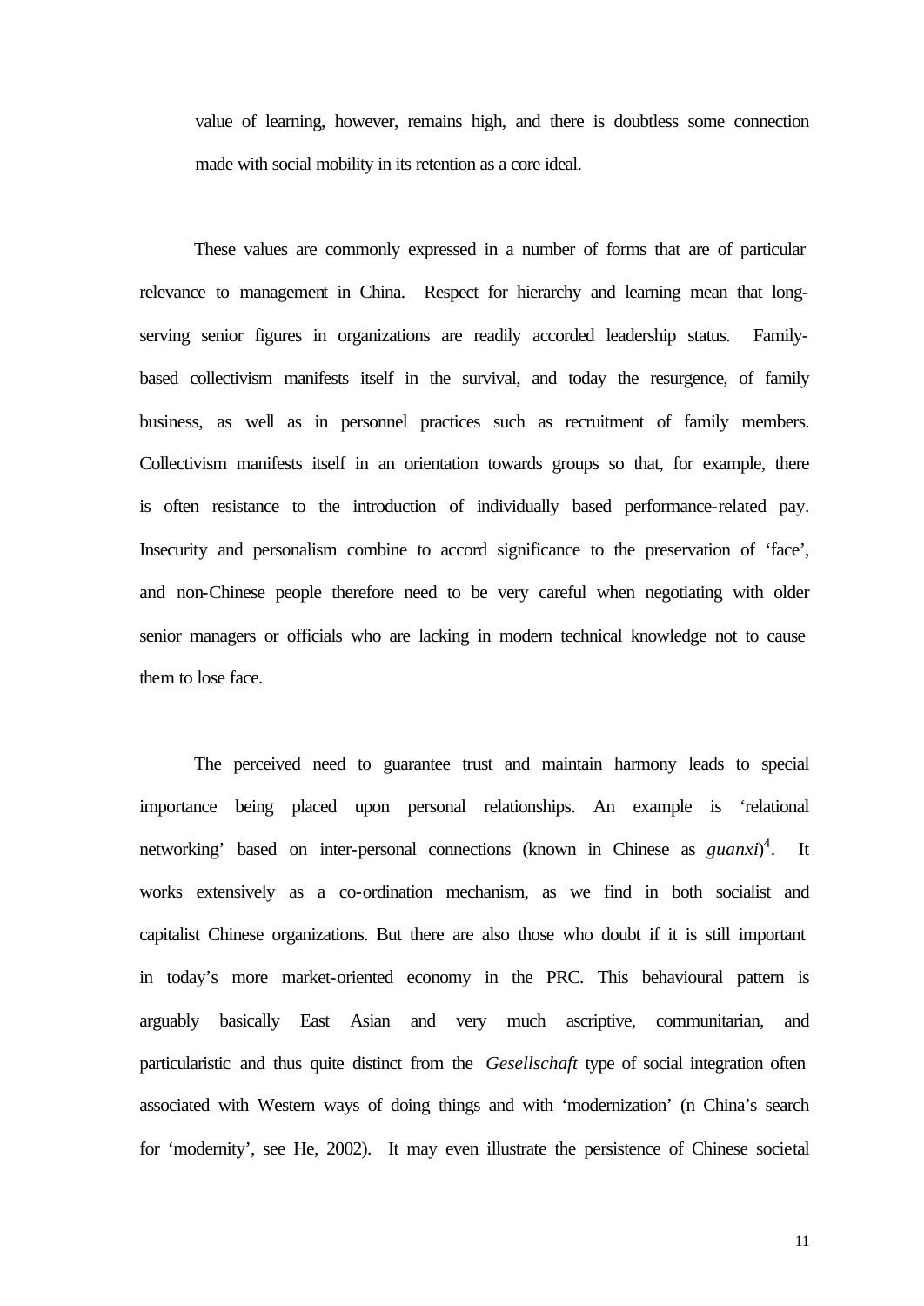value of learning, however, remains high, and there is doubtless some connection made with social mobility in its retention as a core ideal.

These values are commonly expressed in a number of forms that are of particular relevance to management in China. Respect for hierarchy and learning mean that long-serving senior figures in organizations are readily accorded leadership status. Family-based collectivism manifests itself in the survival, and today the resurgence, of family business, as well as in personnel practices such as recruitment of family members. Collectivism manifests itself in an orientation towards groups so that, for example, there is often resistance to the introduction of individually based performance-related pay. Insecurity and personalism combine to accord significance to the preservation of 'face', and non-Chinese people therefore need to be very careful when negotiating with older senior managers or officials who are lacking in modern technical knowledge not to cause them to lose face.

The perceived need to guarantee trust and maintain harmony leads to special importance being placed upon personal relationships. An example is 'relational networking' based on inter-personal connections (known in Chinese as *guanxi*)[4]. It works extensively as a co-ordination mechanism, as we find in both socialist and capitalist Chinese organizations. But there are also those who doubt if it is still important in today's more market-oriented economy in the PRC. This behavioural pattern is arguably basically East Asian and very much ascriptive, communitarian, and particularistic and thus quite distinct from the *Gesellschaft* type of social integration often associated with Western ways of doing things and with 'modernization' (n China's search for 'modernity', see He, 2002). It may even illustrate the persistence of Chinese societal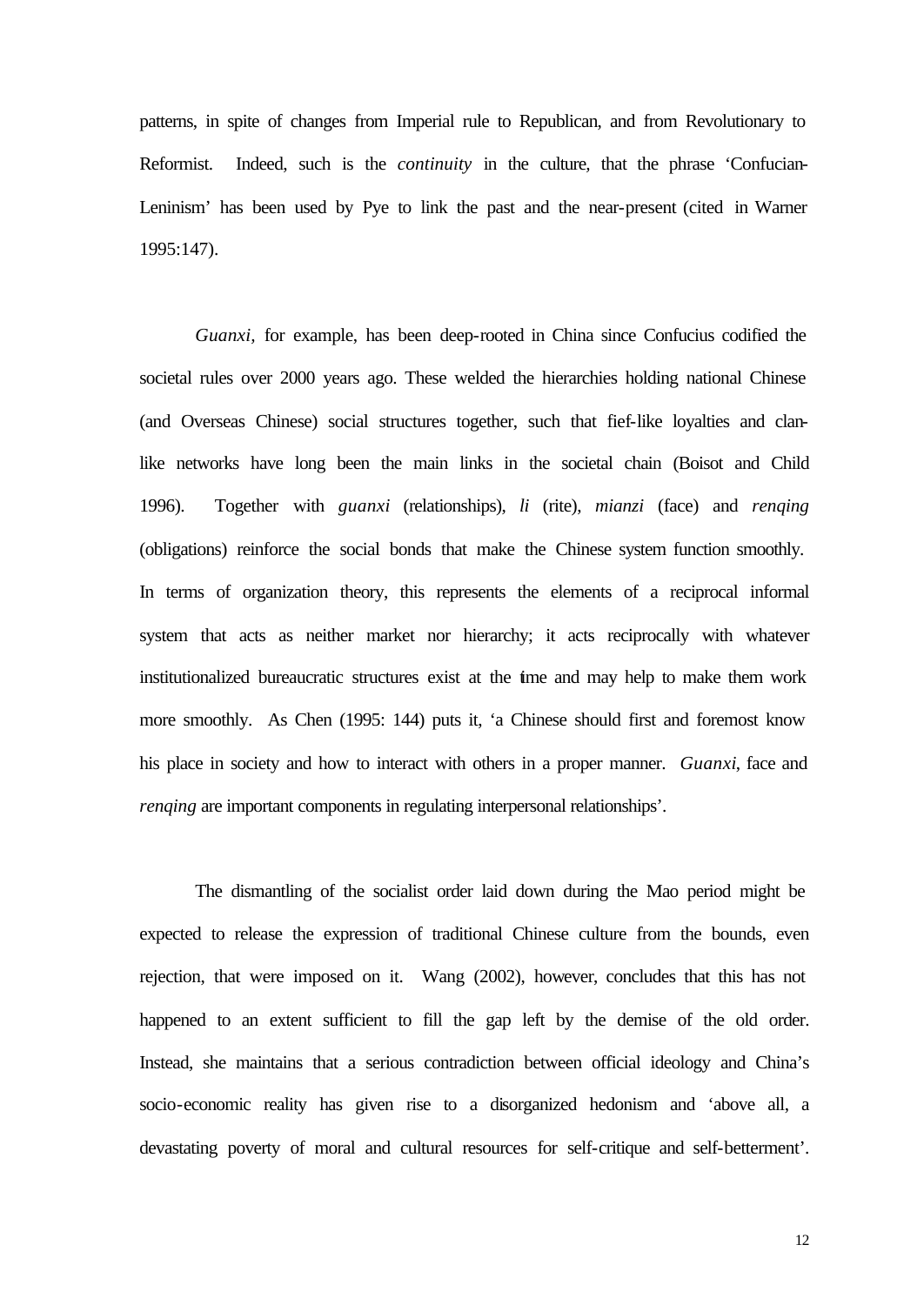patterns, in spite of changes from Imperial rule to Republican, and from Revolutionary to Reformist. Indeed, such is the *continuity* in the culture, that the phrase 'Confucian-Leninism' has been used by Pye to link the past and the near-present (cited in Warner 1995:147).

*Guanxi*, for example, has been deep-rooted in China since Confucius codified the societal rules over 2000 years ago. These welded the hierarchies holding national Chinese (and Overseas Chinese) social structures together, such that fief-like loyalties and clan-like networks have long been the main links in the societal chain (Boisot and Child 1996). Together with *guanxi* (relationships), *li* (rite), *mianzi* (face) and *renqing* (obligations) reinforce the social bonds that make the Chinese system function smoothly. In terms of organization theory, this represents the elements of a reciprocal informal system that acts as neither market nor hierarchy; it acts reciprocally with whatever institutionalized bureaucratic structures exist at the time and may help to make them work more smoothly. As Chen (1995: 144) puts it, 'a Chinese should first and foremost know his place in society and how to interact with others in a proper manner. *Guanxi*, face and *renqing* are important components in regulating interpersonal relationships'.

The dismantling of the socialist order laid down during the Mao period might be expected to release the expression of traditional Chinese culture from the bounds, even rejection, that were imposed on it. Wang (2002), however, concludes that this has not happened to an extent sufficient to fill the gap left by the demise of the old order. Instead, she maintains that a serious contradiction between official ideology and China's socio-economic reality has given rise to a disorganized hedonism and 'above all, a devastating poverty of moral and cultural resources for self-critique and self-betterment'.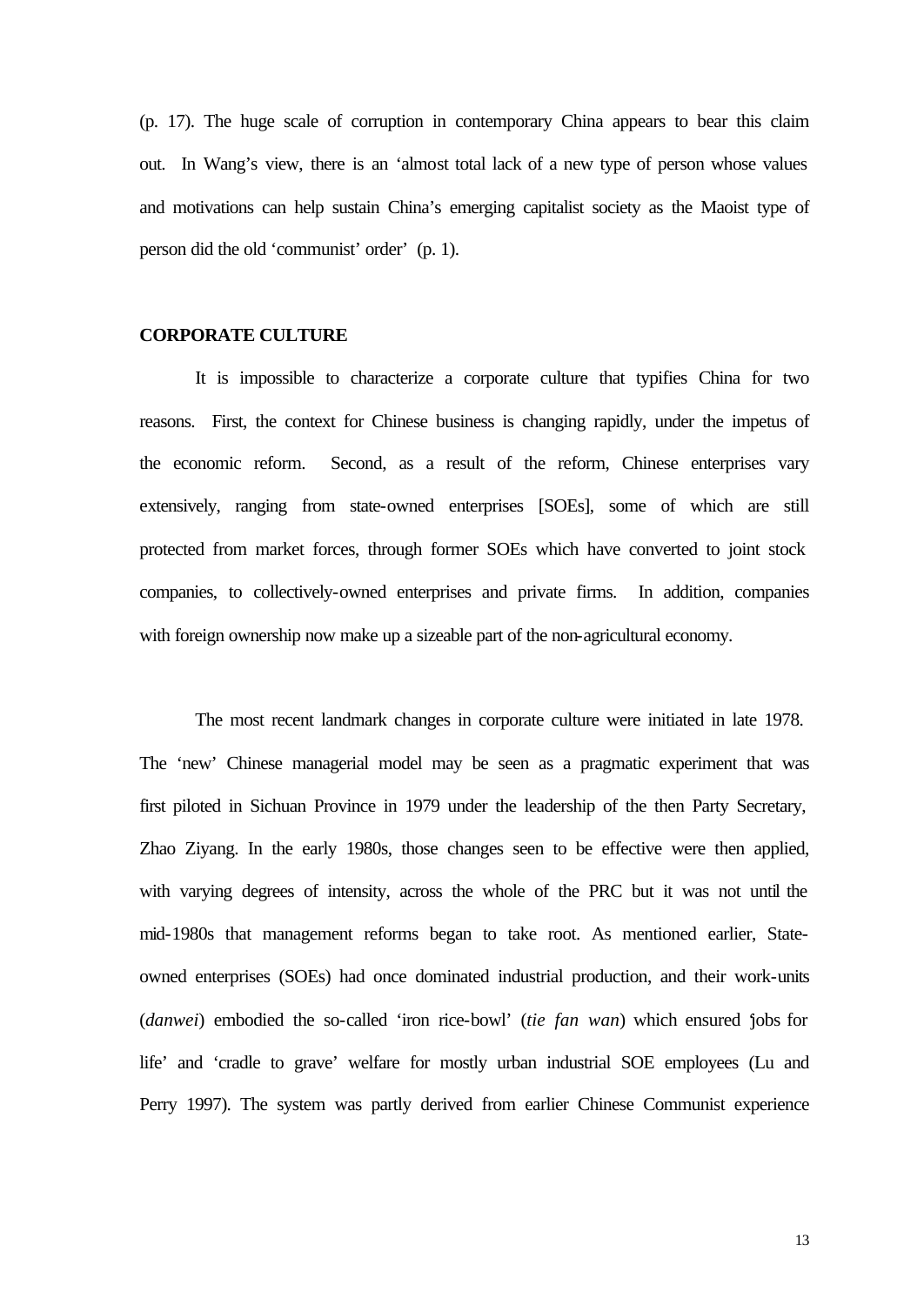(p. 17). The huge scale of corruption in contemporary China appears to bear this claim out. In Wang's view, there is an 'almost total lack of a new type of person whose values and motivations can help sustain China's emerging capitalist society as the Maoist type of person did the old 'communist' order' (p. 1).

## CORPORATE CULTURE

It is impossible to characterize a corporate culture that typifies China for two reasons. First, the context for Chinese business is changing rapidly, under the impetus of the economic reform. Second, as a result of the reform, Chinese enterprises vary extensively, ranging from state-owned enterprises [SOEs], some of which are still protected from market forces, through former SOEs which have converted to joint stock companies, to collectively-owned enterprises and private firms. In addition, companies with foreign ownership now make up a sizeable part of the non-agricultural economy.

The most recent landmark changes in corporate culture were initiated in late 1978. The 'new' Chinese managerial model may be seen as a pragmatic experiment that was first piloted in Sichuan Province in 1979 under the leadership of the then Party Secretary, Zhao Ziyang. In the early 1980s, those changes seen to be effective were then applied, with varying degrees of intensity, across the whole of the PRC but it was not until the mid-1980s that management reforms began to take root. As mentioned earlier, State-owned enterprises (SOEs) had once dominated industrial production, and their work-units (*danwei*) embodied the so-called 'iron rice-bowl' (*tie fan wan*) which ensured 'jobs for life' and 'cradle to grave' welfare for mostly urban industrial SOE employees (Lu and Perry 1997). The system was partly derived from earlier Chinese Communist experience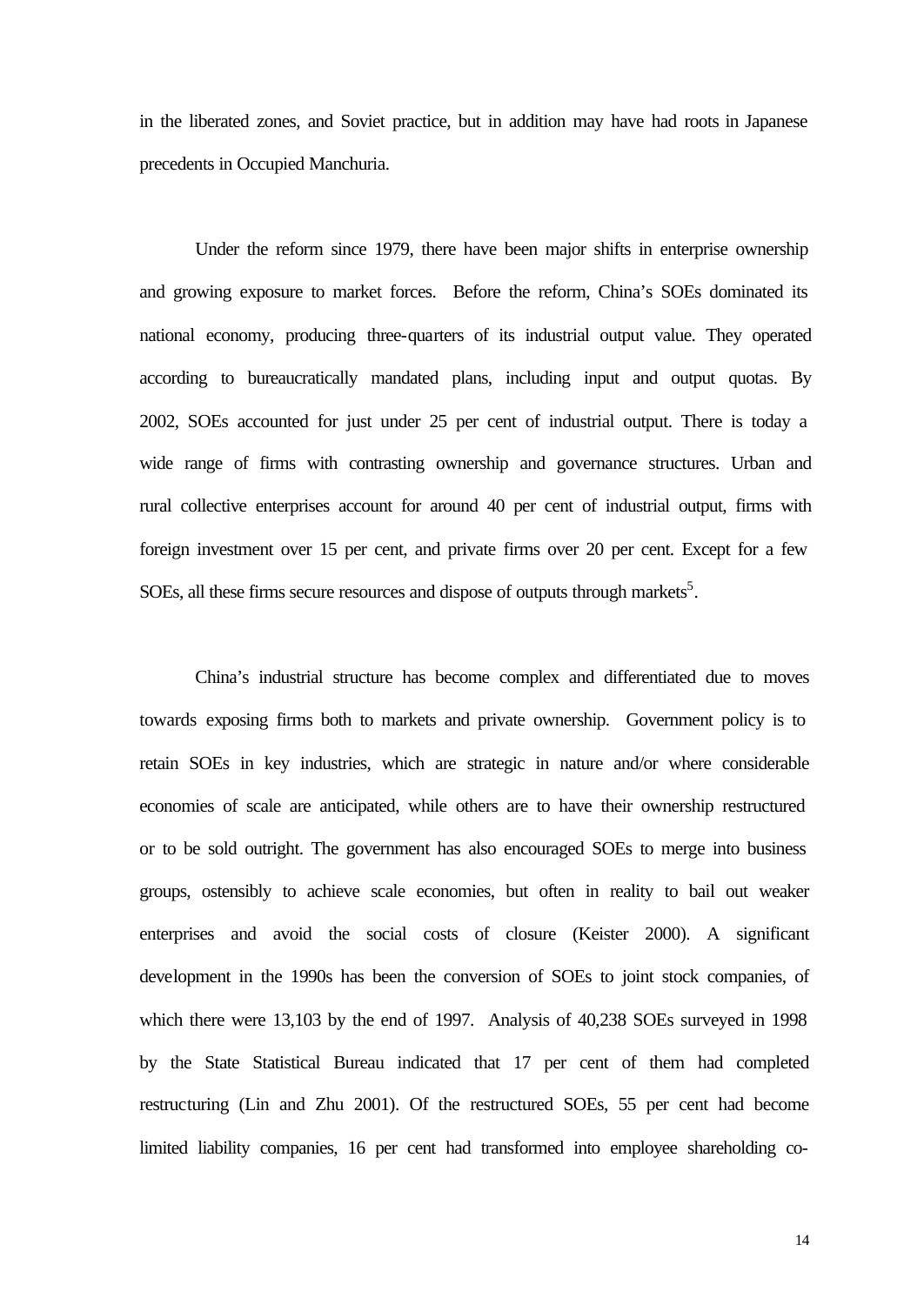in the liberated zones, and Soviet practice, but in addition may have had roots in Japanese precedents in Occupied Manchuria.

Under the reform since 1979, there have been major shifts in enterprise ownership and growing exposure to market forces. Before the reform, China's SOEs dominated its national economy, producing three-quarters of its industrial output value. They operated according to bureaucratically mandated plans, including input and output quotas. By 2002, SOEs accounted for just under 25 per cent of industrial output. There is today a wide range of firms with contrasting ownership and governance structures. Urban and rural collective enterprises account for around 40 per cent of industrial output, firms with foreign investment over 15 per cent, and private firms over 20 per cent. Except for a few SOEs, all these firms secure resources and dispose of outputs through markets[5].

China's industrial structure has become complex and differentiated due to moves towards exposing firms both to markets and private ownership. Government policy is to retain SOEs in key industries, which are strategic in nature and/or where considerable economies of scale are anticipated, while others are to have their ownership restructured or to be sold outright. The government has also encouraged SOEs to merge into business groups, ostensibly to achieve scale economies, but often in reality to bail out weaker enterprises and avoid the social costs of closure (Keister 2000). A significant development in the 1990s has been the conversion of SOEs to joint stock companies, of which there were 13,103 by the end of 1997. Analysis of 40,238 SOEs surveyed in 1998 by the State Statistical Bureau indicated that 17 per cent of them had completed restructuring (Lin and Zhu 2001). Of the restructured SOEs, 55 per cent had become limited liability companies, 16 per cent had transformed into employee shareholding co-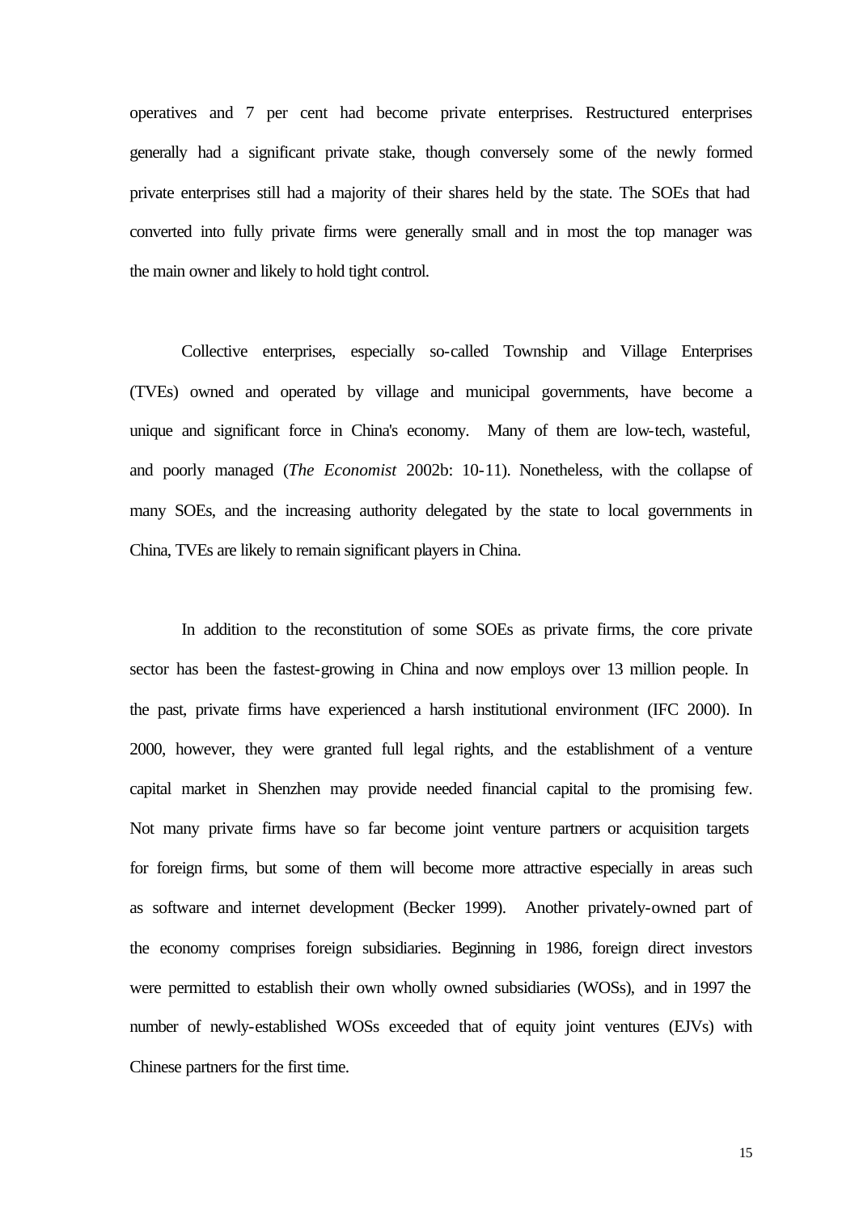operatives and 7 per cent had become private enterprises. Restructured enterprises generally had a significant private stake, though conversely some of the newly formed private enterprises still had a majority of their shares held by the state. The SOEs that had converted into fully private firms were generally small and in most the top manager was the main owner and likely to hold tight control.

Collective enterprises, especially so-called Township and Village Enterprises (TVEs) owned and operated by village and municipal governments, have become a unique and significant force in China's economy. Many of them are low-tech, wasteful, and poorly managed (*The Economist* 2002b: 10-11). Nonetheless, with the collapse of many SOEs, and the increasing authority delegated by the state to local governments in China, TVEs are likely to remain significant players in China.

In addition to the reconstitution of some SOEs as private firms, the core private sector has been the fastest-growing in China and now employs over 13 million people. In the past, private firms have experienced a harsh institutional environment (IFC 2000). In 2000, however, they were granted full legal rights, and the establishment of a venture capital market in Shenzhen may provide needed financial capital to the promising few. Not many private firms have so far become joint venture partners or acquisition targets for foreign firms, but some of them will become more attractive especially in areas such as software and internet development (Becker 1999). Another privately-owned part of the economy comprises foreign subsidiaries. Beginning in 1986, foreign direct investors were permitted to establish their own wholly owned subsidiaries (WOSs), and in 1997 the number of newly-established WOSs exceeded that of equity joint ventures (EJVs) with Chinese partners for the first time.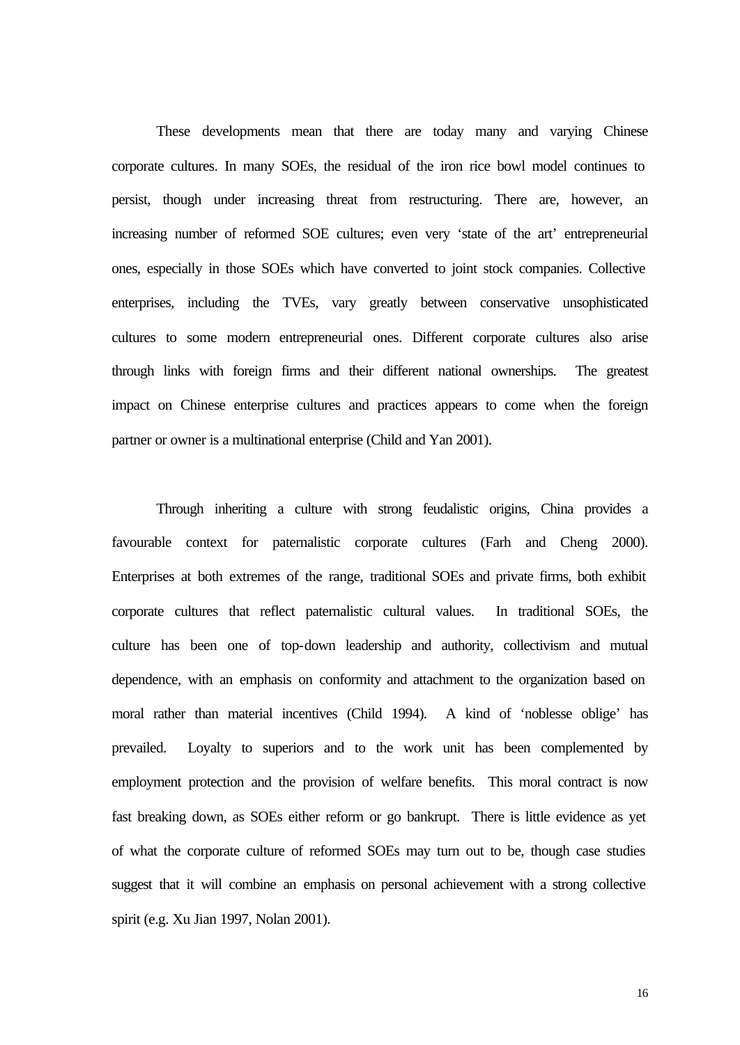These developments mean that there are today many and varying Chinese corporate cultures. In many SOEs, the residual of the iron rice bowl model continues to persist, though under increasing threat from restructuring. There are, however, an increasing number of reformed SOE cultures; even very 'state of the art' entrepreneurial ones, especially in those SOEs which have converted to joint stock companies. Collective enterprises, including the TVEs, vary greatly between conservative unsophisticated cultures to some modern entrepreneurial ones. Different corporate cultures also arise through links with foreign firms and their different national ownerships. The greatest impact on Chinese enterprise cultures and practices appears to come when the foreign partner or owner is a multinational enterprise (Child and Yan 2001).

Through inheriting a culture with strong feudalistic origins, China provides a favourable context for paternalistic corporate cultures (Farh and Cheng 2000). Enterprises at both extremes of the range, traditional SOEs and private firms, both exhibit corporate cultures that reflect paternalistic cultural values. In traditional SOEs, the culture has been one of top-down leadership and authority, collectivism and mutual dependence, with an emphasis on conformity and attachment to the organization based on moral rather than material incentives (Child 1994). A kind of 'noblesse oblige' has prevailed. Loyalty to superiors and to the work unit has been complemented by employment protection and the provision of welfare benefits. This moral contract is now fast breaking down, as SOEs either reform or go bankrupt. There is little evidence as yet of what the corporate culture of reformed SOEs may turn out to be, though case studies suggest that it will combine an emphasis on personal achievement with a strong collective spirit (e.g. Xu Jian 1997, Nolan 2001).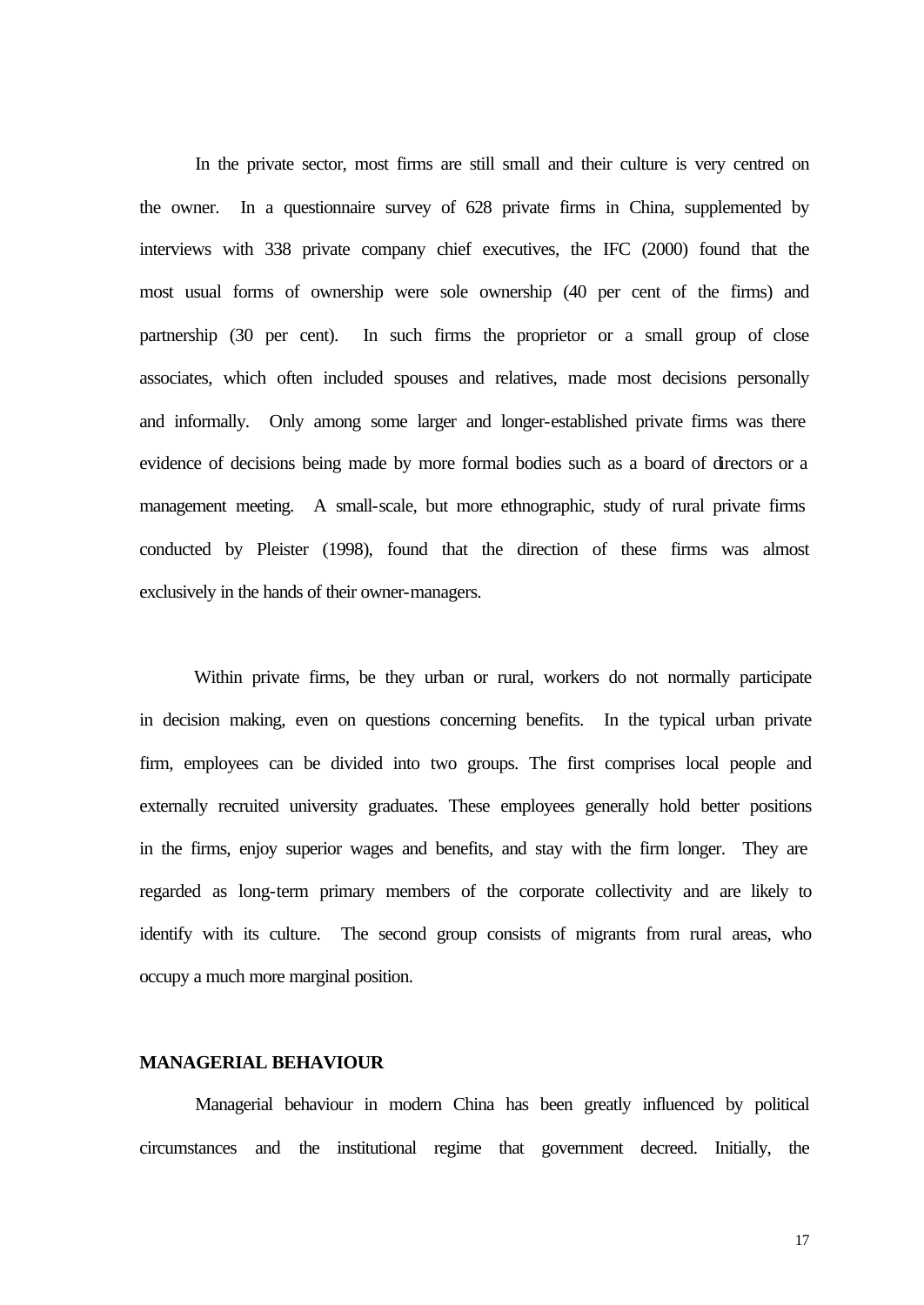In the private sector, most firms are still small and their culture is very centred on the owner. In a questionnaire survey of 628 private firms in China, supplemented by interviews with 338 private company chief executives, the IFC (2000) found that the most usual forms of ownership were sole ownership (40 per cent of the firms) and partnership (30 per cent). In such firms the proprietor or a small group of close associates, which often included spouses and relatives, made most decisions personally and informally. Only among some larger and longer-established private firms was there evidence of decisions being made by more formal bodies such as a board of directors or a management meeting. A small-scale, but more ethnographic, study of rural private firms conducted by Pleister (1998), found that the direction of these firms was almost exclusively in the hands of their owner-managers.

Within private firms, be they urban or rural, workers do not normally participate in decision making, even on questions concerning benefits. In the typical urban private firm, employees can be divided into two groups. The first comprises local people and externally recruited university graduates. These employees generally hold better positions in the firms, enjoy superior wages and benefits, and stay with the firm longer. They are regarded as long-term primary members of the corporate collectivity and are likely to identify with its culture. The second group consists of migrants from rural areas, who occupy a much more marginal position.

**MANAGERIAL BEHAVIOUR**

Managerial behaviour in modern China has been greatly influenced by political circumstances and the institutional regime that government decreed. Initially, the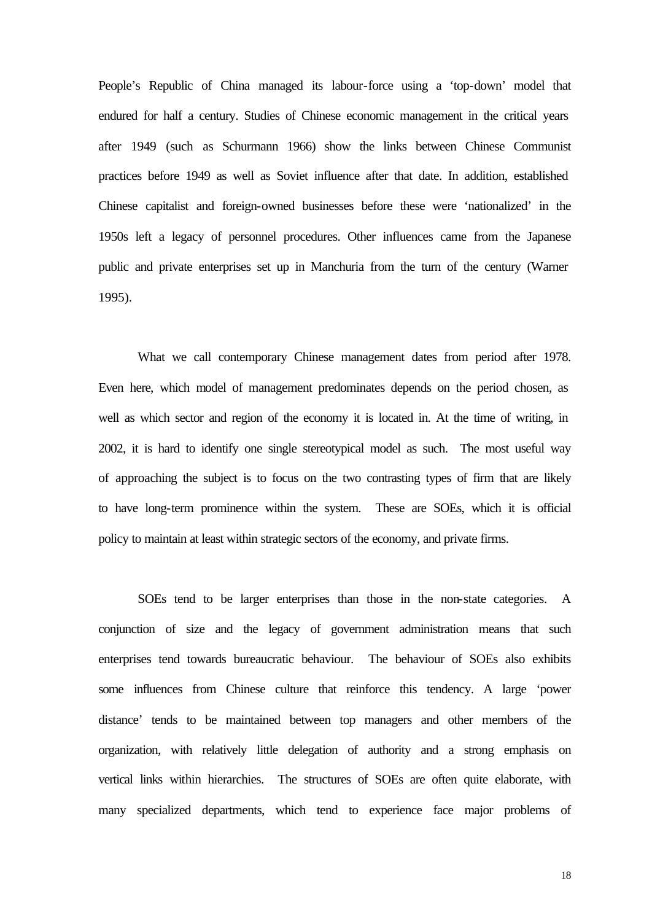People's Republic of China managed its labour-force using a 'top-down' model that endured for half a century. Studies of Chinese economic management in the critical years after 1949 (such as Schurmann 1966) show the links between Chinese Communist practices before 1949 as well as Soviet influence after that date. In addition, established Chinese capitalist and foreign-owned businesses before these were 'nationalized' in the 1950s left a legacy of personnel procedures. Other influences came from the Japanese public and private enterprises set up in Manchuria from the turn of the century (Warner 1995).

What we call contemporary Chinese management dates from period after 1978. Even here, which model of management predominates depends on the period chosen, as well as which sector and region of the economy it is located in. At the time of writing, in 2002, it is hard to identify one single stereotypical model as such. The most useful way of approaching the subject is to focus on the two contrasting types of firm that are likely to have long-term prominence within the system. These are SOEs, which it is official policy to maintain at least within strategic sectors of the economy, and private firms.

SOEs tend to be larger enterprises than those in the non-state categories. A conjunction of size and the legacy of government administration means that such enterprises tend towards bureaucratic behaviour. The behaviour of SOEs also exhibits some influences from Chinese culture that reinforce this tendency. A large 'power distance' tends to be maintained between top managers and other members of the organization, with relatively little delegation of authority and a strong emphasis on vertical links within hierarchies. The structures of SOEs are often quite elaborate, with many specialized departments, which tend to experience face major problems of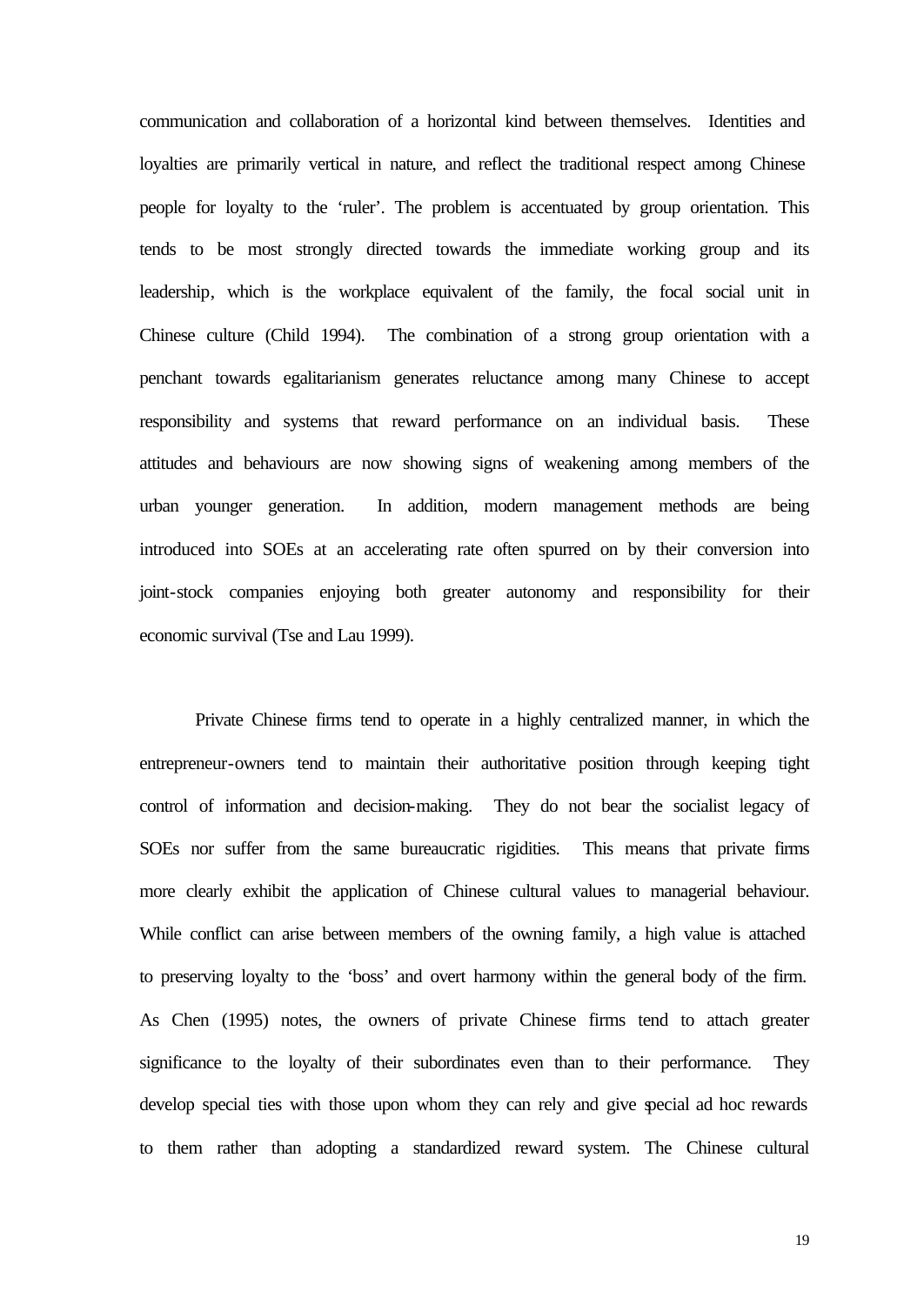communication and collaboration of a horizontal kind between themselves. Identities and loyalties are primarily vertical in nature, and reflect the traditional respect among Chinese people for loyalty to the 'ruler'. The problem is accentuated by group orientation. This tends to be most strongly directed towards the immediate working group and its leadership, which is the workplace equivalent of the family, the focal social unit in Chinese culture (Child 1994). The combination of a strong group orientation with a penchant towards egalitarianism generates reluctance among many Chinese to accept responsibility and systems that reward performance on an individual basis. These attitudes and behaviours are now showing signs of weakening among members of the urban younger generation. In addition, modern management methods are being introduced into SOEs at an accelerating rate often spurred on by their conversion into joint-stock companies enjoying both greater autonomy and responsibility for their economic survival (Tse and Lau 1999).

Private Chinese firms tend to operate in a highly centralized manner, in which the entrepreneur-owners tend to maintain their authoritative position through keeping tight control of information and decision-making. They do not bear the socialist legacy of SOEs nor suffer from the same bureaucratic rigidities. This means that private firms more clearly exhibit the application of Chinese cultural values to managerial behaviour. While conflict can arise between members of the owning family, a high value is attached to preserving loyalty to the 'boss' and overt harmony within the general body of the firm. As Chen (1995) notes, the owners of private Chinese firms tend to attach greater significance to the loyalty of their subordinates even than to their performance. They develop special ties with those upon whom they can rely and give special ad hoc rewards to them rather than adopting a standardized reward system. The Chinese cultural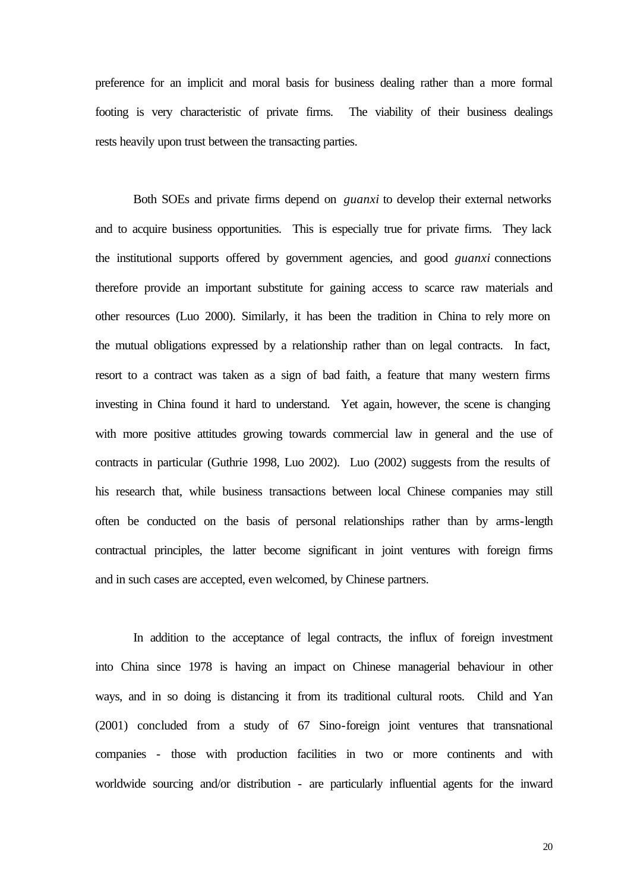preference for an implicit and moral basis for business dealing rather than a more formal footing is very characteristic of private firms. The viability of their business dealings rests heavily upon trust between the transacting parties.

Both SOEs and private firms depend on *guanxi* to develop their external networks and to acquire business opportunities. This is especially true for private firms. They lack the institutional supports offered by government agencies, and good *guanxi* connections therefore provide an important substitute for gaining access to scarce raw materials and other resources (Luo 2000). Similarly, it has been the tradition in China to rely more on the mutual obligations expressed by a relationship rather than on legal contracts. In fact, resort to a contract was taken as a sign of bad faith, a feature that many western firms investing in China found it hard to understand. Yet again, however, the scene is changing with more positive attitudes growing towards commercial law in general and the use of contracts in particular (Guthrie 1998, Luo 2002). Luo (2002) suggests from the results of his research that, while business transactions between local Chinese companies may still often be conducted on the basis of personal relationships rather than by arms-length contractual principles, the latter become significant in joint ventures with foreign firms and in such cases are accepted, even welcomed, by Chinese partners.

In addition to the acceptance of legal contracts, the influx of foreign investment into China since 1978 is having an impact on Chinese managerial behaviour in other ways, and in so doing is distancing it from its traditional cultural roots. Child and Yan (2001) concluded from a study of 67 Sino-foreign joint ventures that transnational companies - those with production facilities in two or more continents and with worldwide sourcing and/or distribution - are particularly influential agents for the inward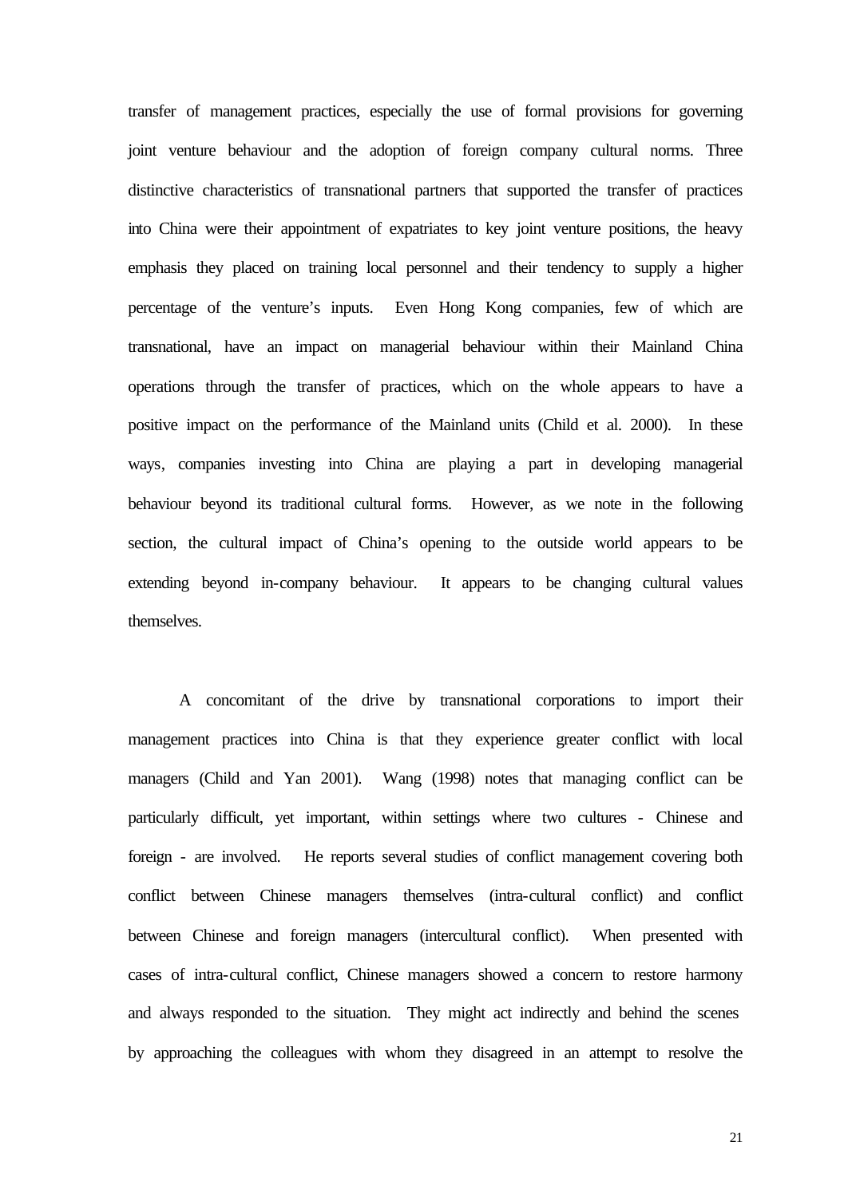transfer of management practices, especially the use of formal provisions for governing joint venture behaviour and the adoption of foreign company cultural norms. Three distinctive characteristics of transnational partners that supported the transfer of practices into China were their appointment of expatriates to key joint venture positions, the heavy emphasis they placed on training local personnel and their tendency to supply a higher percentage of the venture's inputs. Even Hong Kong companies, few of which are transnational, have an impact on managerial behaviour within their Mainland China operations through the transfer of practices, which on the whole appears to have a positive impact on the performance of the Mainland units (Child et al. 2000). In these ways, companies investing into China are playing a part in developing managerial behaviour beyond its traditional cultural forms. However, as we note in the following section, the cultural impact of China's opening to the outside world appears to be extending beyond in-company behaviour. It appears to be changing cultural values themselves.

A concomitant of the drive by transnational corporations to import their management practices into China is that they experience greater conflict with local managers (Child and Yan 2001). Wang (1998) notes that managing conflict can be particularly difficult, yet important, within settings where two cultures - Chinese and foreign - are involved. He reports several studies of conflict management covering both conflict between Chinese managers themselves (intra-cultural conflict) and conflict between Chinese and foreign managers (intercultural conflict). When presented with cases of intra-cultural conflict, Chinese managers showed a concern to restore harmony and always responded to the situation. They might act indirectly and behind the scenes by approaching the colleagues with whom they disagreed in an attempt to resolve the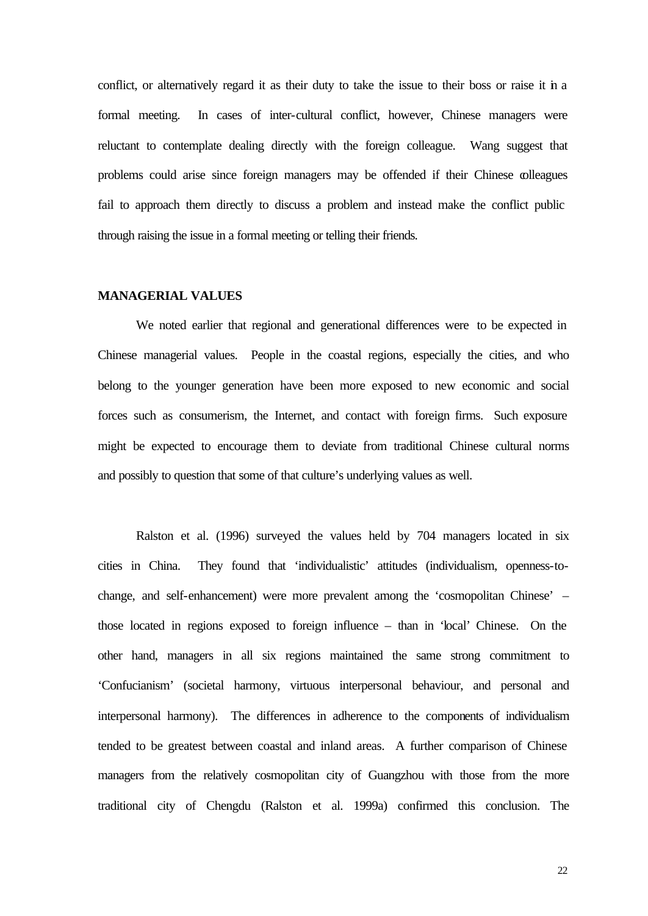conflict, or alternatively regard it as their duty to take the issue to their boss or raise it in a formal meeting. In cases of inter-cultural conflict, however, Chinese managers were reluctant to contemplate dealing directly with the foreign colleague. Wang suggest that problems could arise since foreign managers may be offended if their Chinese colleagues fail to approach them directly to discuss a problem and instead make the conflict public through raising the issue in a formal meeting or telling their friends.

## MANAGERIAL VALUES

We noted earlier that regional and generational differences were to be expected in Chinese managerial values. People in the coastal regions, especially the cities, and who belong to the younger generation have been more exposed to new economic and social forces such as consumerism, the Internet, and contact with foreign firms. Such exposure might be expected to encourage them to deviate from traditional Chinese cultural norms and possibly to question that some of that culture's underlying values as well.

Ralston et al. (1996) surveyed the values held by 704 managers located in six cities in China. They found that 'individualistic' attitudes (individualism, openness-to-change, and self-enhancement) were more prevalent among the 'cosmopolitan Chinese' – those located in regions exposed to foreign influence – than in 'local' Chinese. On the other hand, managers in all six regions maintained the same strong commitment to 'Confucianism' (societal harmony, virtuous interpersonal behaviour, and personal and interpersonal harmony). The differences in adherence to the components of individualism tended to be greatest between coastal and inland areas. A further comparison of Chinese managers from the relatively cosmopolitan city of Guangzhou with those from the more traditional city of Chengdu (Ralston et al. 1999a) confirmed this conclusion. The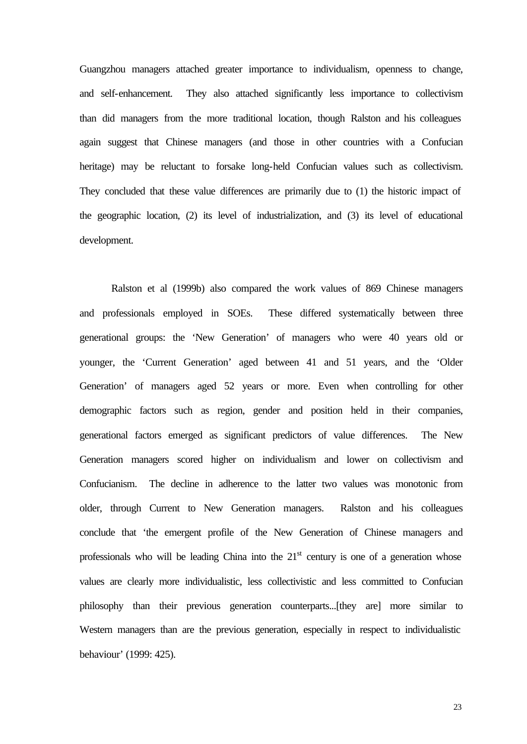Guangzhou managers attached greater importance to individualism, openness to change, and self-enhancement. They also attached significantly less importance to collectivism than did managers from the more traditional location, though Ralston and his colleagues again suggest that Chinese managers (and those in other countries with a Confucian heritage) may be reluctant to forsake long-held Confucian values such as collectivism. They concluded that these value differences are primarily due to (1) the historic impact of the geographic location, (2) its level of industrialization, and (3) its level of educational development.

Ralston et al (1999b) also compared the work values of 869 Chinese managers and professionals employed in SOEs. These differed systematically between three generational groups: the 'New Generation' of managers who were 40 years old or younger, the 'Current Generation' aged between 41 and 51 years, and the 'Older Generation' of managers aged 52 years or more. Even when controlling for other demographic factors such as region, gender and position held in their companies, generational factors emerged as significant predictors of value differences. The New Generation managers scored higher on individualism and lower on collectivism and Confucianism. The decline in adherence to the latter two values was monotonic from older, through Current to New Generation managers. Ralston and his colleagues conclude that 'the emergent profile of the New Generation of Chinese managers and professionals who will be leading China into the 21st century is one of a generation whose values are clearly more individualistic, less collectivistic and less committed to Confucian philosophy than their previous generation counterparts...[they are] more similar to Western managers than are the previous generation, especially in respect to individualistic behaviour' (1999: 425).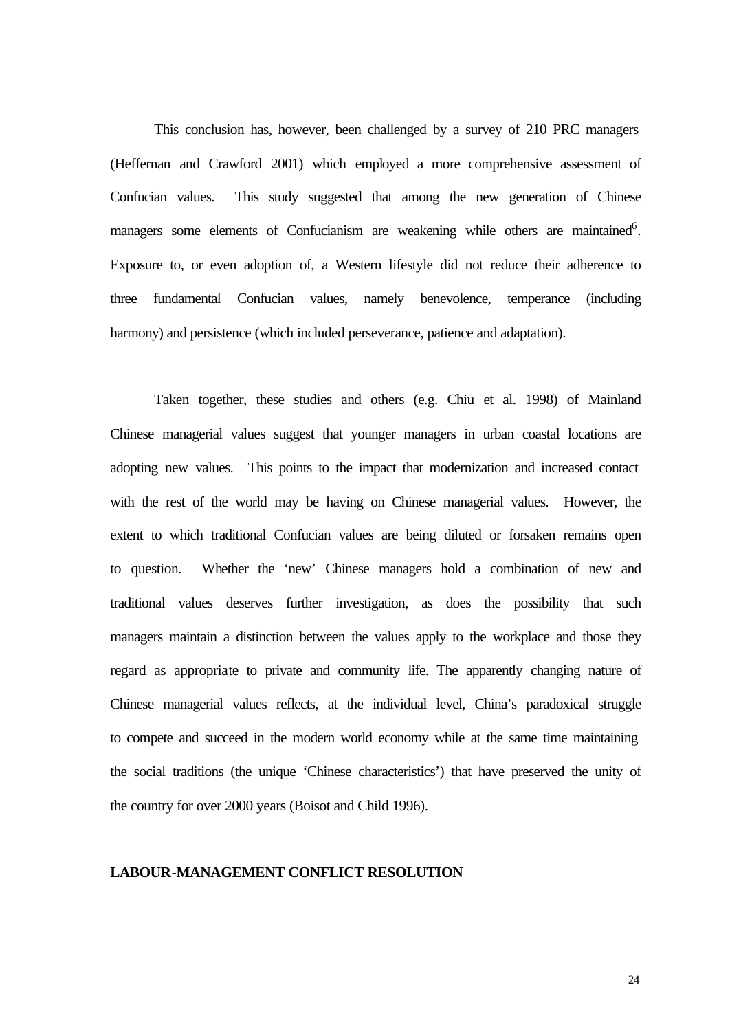This conclusion has, however, been challenged by a survey of 210 PRC managers (Heffernan and Crawford 2001) which employed a more comprehensive assessment of Confucian values. This study suggested that among the new generation of Chinese managers some elements of Confucianism are weakening while others are maintained[6]. Exposure to, or even adoption of, a Western lifestyle did not reduce their adherence to three fundamental Confucian values, namely benevolence, temperance (including harmony) and persistence (which included perseverance, patience and adaptation).

Taken together, these studies and others (e.g. Chiu et al. 1998) of Mainland Chinese managerial values suggest that younger managers in urban coastal locations are adopting new values. This points to the impact that modernization and increased contact with the rest of the world may be having on Chinese managerial values. However, the extent to which traditional Confucian values are being diluted or forsaken remains open to question. Whether the 'new' Chinese managers hold a combination of new and traditional values deserves further investigation, as does the possibility that such managers maintain a distinction between the values apply to the workplace and those they regard as appropriate to private and community life. The apparently changing nature of Chinese managerial values reflects, at the individual level, China's paradoxical struggle to compete and succeed in the modern world economy while at the same time maintaining the social traditions (the unique 'Chinese characteristics') that have preserved the unity of the country for over 2000 years (Boisot and Child 1996).

## LABOUR-MANAGEMENT CONFLICT RESOLUTION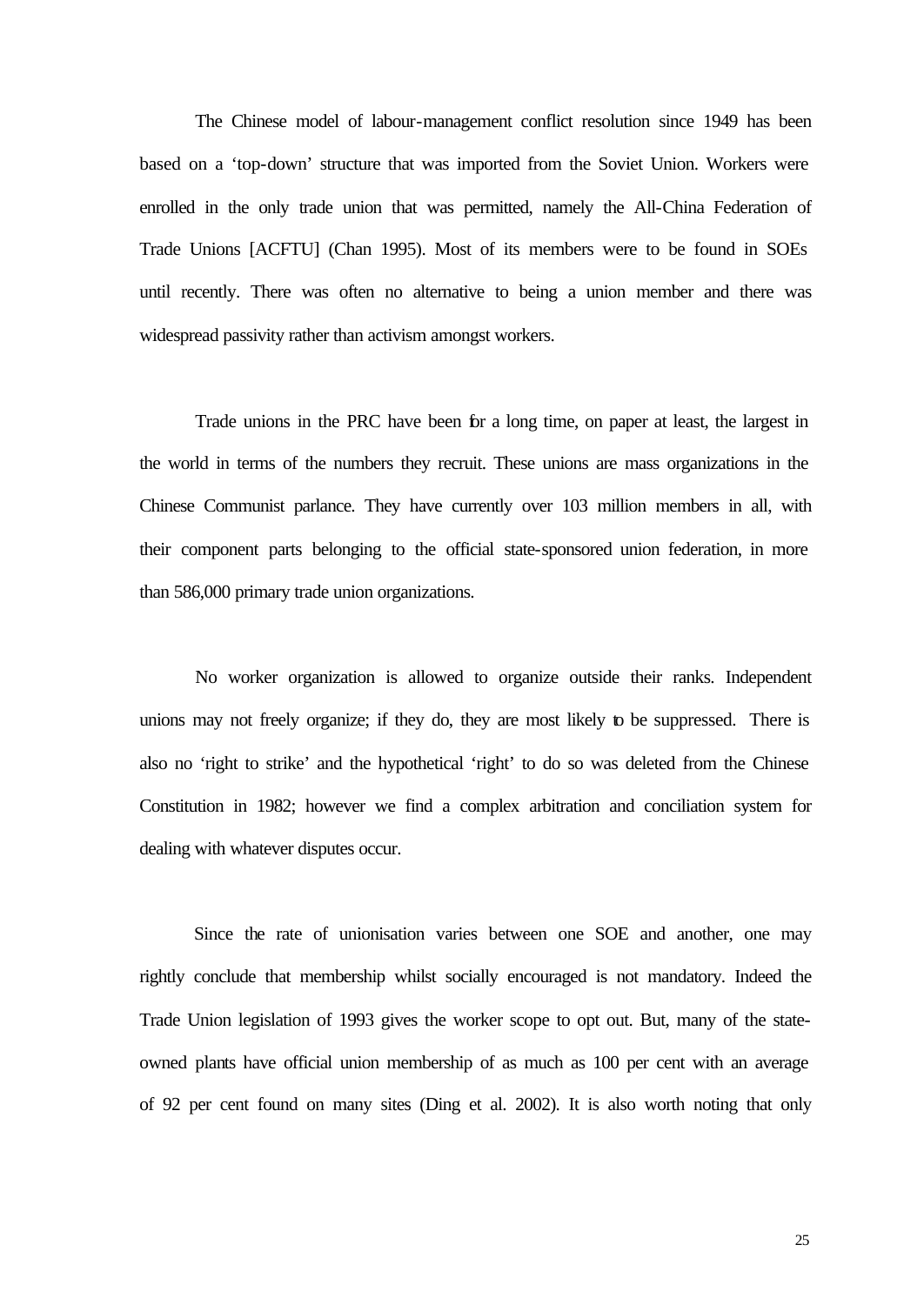The Chinese model of labour-management conflict resolution since 1949 has been based on a 'top-down' structure that was imported from the Soviet Union. Workers were enrolled in the only trade union that was permitted, namely the All-China Federation of Trade Unions [ACFTU] (Chan 1995). Most of its members were to be found in SOEs until recently. There was often no alternative to being a union member and there was widespread passivity rather than activism amongst workers.

Trade unions in the PRC have been for a long time, on paper at least, the largest in the world in terms of the numbers they recruit. These unions are mass organizations in the Chinese Communist parlance. They have currently over 103 million members in all, with their component parts belonging to the official state-sponsored union federation, in more than 586,000 primary trade union organizations.

No worker organization is allowed to organize outside their ranks. Independent unions may not freely organize; if they do, they are most likely to be suppressed. There is also no 'right to strike' and the hypothetical 'right' to do so was deleted from the Chinese Constitution in 1982; however we find a complex arbitration and conciliation system for dealing with whatever disputes occur.

Since the rate of unionisation varies between one SOE and another, one may rightly conclude that membership whilst socially encouraged is not mandatory. Indeed the Trade Union legislation of 1993 gives the worker scope to opt out. But, many of the state-owned plants have official union membership of as much as 100 per cent with an average of 92 per cent found on many sites (Ding et al. 2002). It is also worth noting that only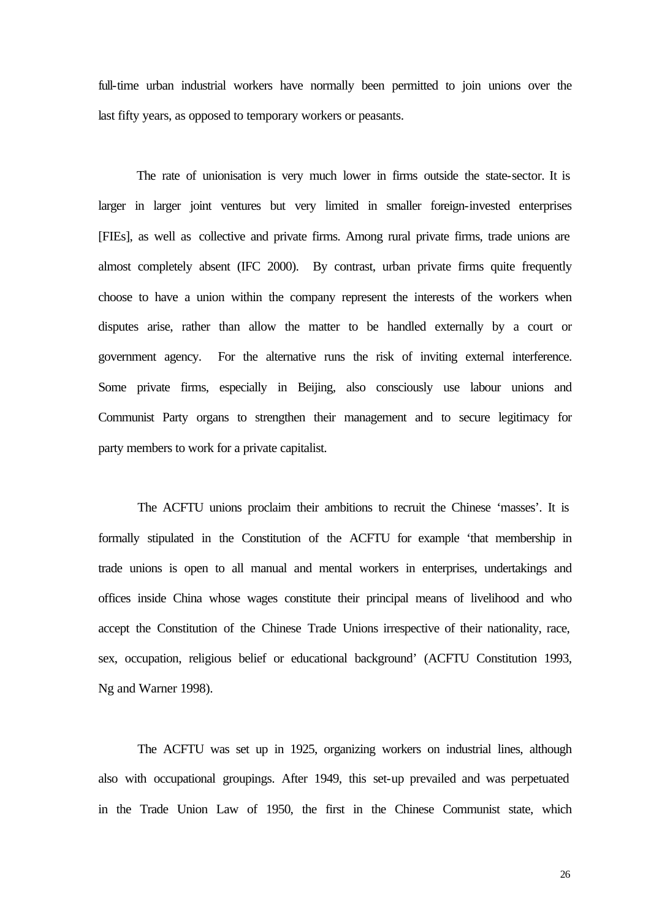full-time urban industrial workers have normally been permitted to join unions over the last fifty years, as opposed to temporary workers or peasants.

The rate of unionisation is very much lower in firms outside the state-sector. It is larger in larger joint ventures but very limited in smaller foreign-invested enterprises [FIEs], as well as collective and private firms. Among rural private firms, trade unions are almost completely absent (IFC 2000). By contrast, urban private firms quite frequently choose to have a union within the company represent the interests of the workers when disputes arise, rather than allow the matter to be handled externally by a court or government agency. For the alternative runs the risk of inviting external interference. Some private firms, especially in Beijing, also consciously use labour unions and Communist Party organs to strengthen their management and to secure legitimacy for party members to work for a private capitalist.

The ACFTU unions proclaim their ambitions to recruit the Chinese 'masses'. It is formally stipulated in the Constitution of the ACFTU for example 'that membership in trade unions is open to all manual and mental workers in enterprises, undertakings and offices inside China whose wages constitute their principal means of livelihood and who accept the Constitution of the Chinese Trade Unions irrespective of their nationality, race, sex, occupation, religious belief or educational background' (ACFTU Constitution 1993, Ng and Warner 1998).

The ACFTU was set up in 1925, organizing workers on industrial lines, although also with occupational groupings. After 1949, this set-up prevailed and was perpetuated in the Trade Union Law of 1950, the first in the Chinese Communist state, which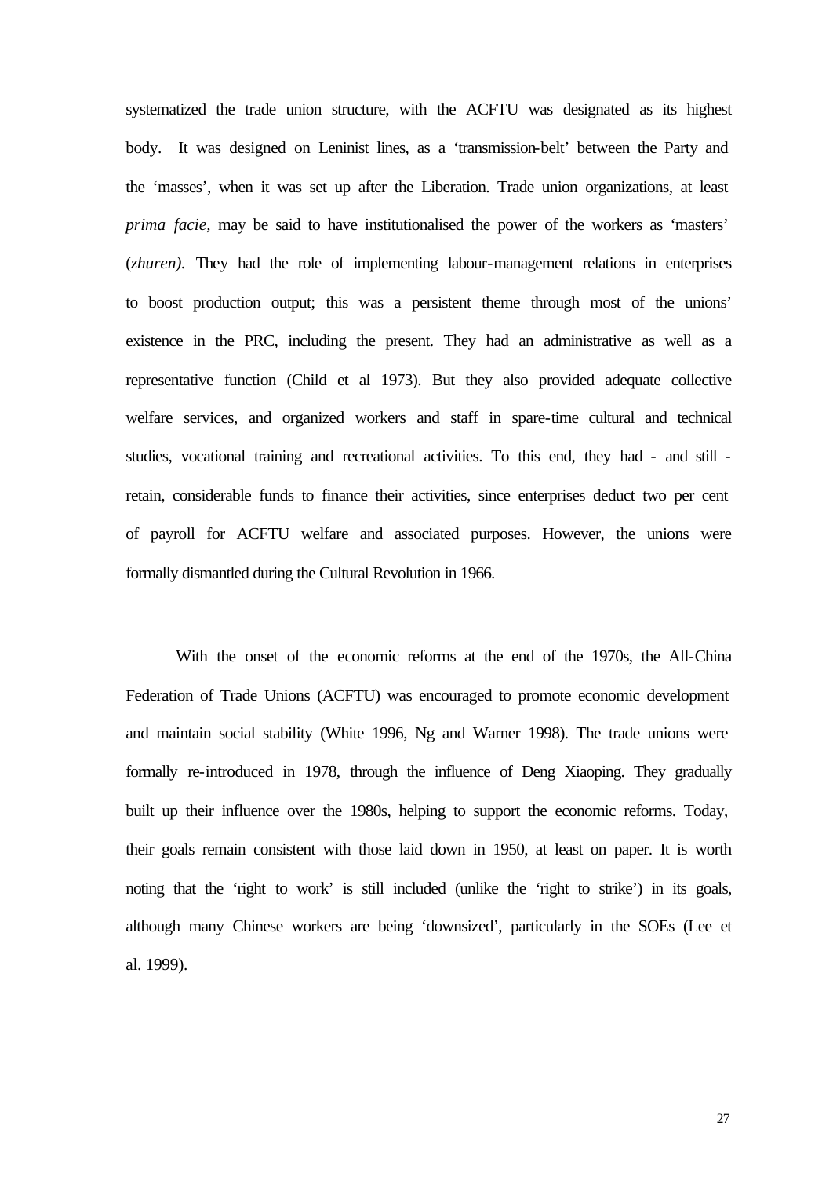systematized the trade union structure, with the ACFTU was designated as its highest body. It was designed on Leninist lines, as a 'transmission-belt' between the Party and the 'masses', when it was set up after the Liberation. Trade union organizations, at least *prima facie*, may be said to have institutionalised the power of the workers as 'masters' (*zhuren)*. They had the role of implementing labour-management relations in enterprises to boost production output; this was a persistent theme through most of the unions' existence in the PRC, including the present. They had an administrative as well as a representative function (Child et al 1973). But they also provided adequate collective welfare services, and organized workers and staff in spare-time cultural and technical studies, vocational training and recreational activities. To this end, they had - and still - retain, considerable funds to finance their activities, since enterprises deduct two per cent of payroll for ACFTU welfare and associated purposes. However, the unions were formally dismantled during the Cultural Revolution in 1966.

With the onset of the economic reforms at the end of the 1970s, the All-China Federation of Trade Unions (ACFTU) was encouraged to promote economic development and maintain social stability (White 1996, Ng and Warner 1998). The trade unions were formally re-introduced in 1978, through the influence of Deng Xiaoping. They gradually built up their influence over the 1980s, helping to support the economic reforms. Today, their goals remain consistent with those laid down in 1950, at least on paper. It is worth noting that the 'right to work' is still included (unlike the 'right to strike') in its goals, although many Chinese workers are being 'downsized', particularly in the SOEs (Lee et al. 1999).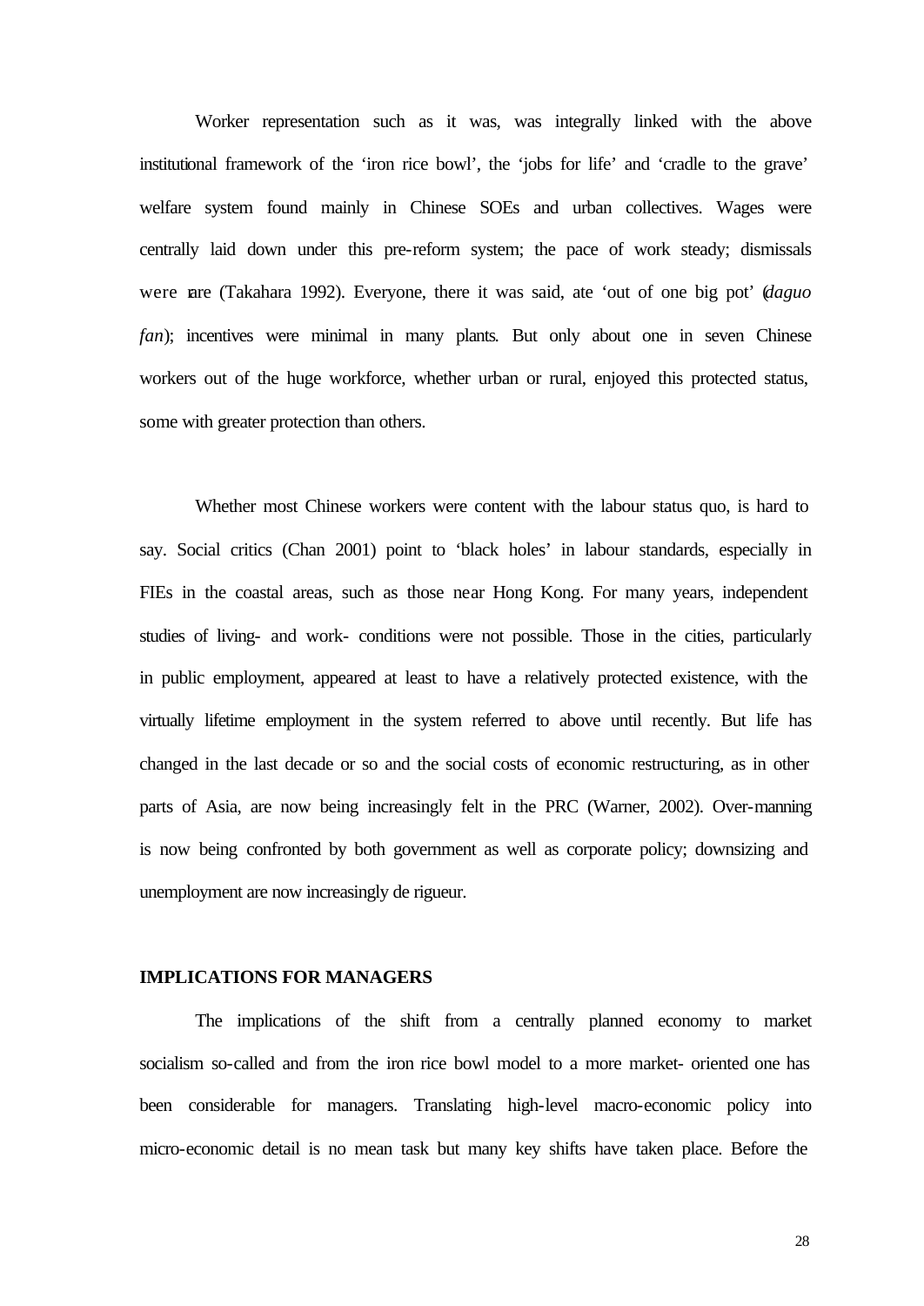Worker representation such as it was, was integrally linked with the above institutional framework of the 'iron rice bowl', the 'jobs for life' and 'cradle to the grave' welfare system found mainly in Chinese SOEs and urban collectives. Wages were centrally laid down under this pre-reform system; the pace of work steady; dismissals were rare (Takahara 1992). Everyone, there it was said, ate 'out of one big pot' (*daguo fan*); incentives were minimal in many plants. But only about one in seven Chinese workers out of the huge workforce, whether urban or rural, enjoyed this protected status, some with greater protection than others.

Whether most Chinese workers were content with the labour status quo, is hard to say. Social critics (Chan 2001) point to 'black holes' in labour standards, especially in FIEs in the coastal areas, such as those near Hong Kong. For many years, independent studies of living- and work- conditions were not possible. Those in the cities, particularly in public employment, appeared at least to have a relatively protected existence, with the virtually lifetime employment in the system referred to above until recently. But life has changed in the last decade or so and the social costs of economic restructuring, as in other parts of Asia, are now being increasingly felt in the PRC (Warner, 2002). Over-manning is now being confronted by both government as well as corporate policy; downsizing and unemployment are now increasingly de rigueur.

## IMPLICATIONS FOR MANAGERS

The implications of the shift from a centrally planned economy to market socialism so-called and from the iron rice bowl model to a more market- oriented one has been considerable for managers. Translating high-level macro-economic policy into micro-economic detail is no mean task but many key shifts have taken place. Before the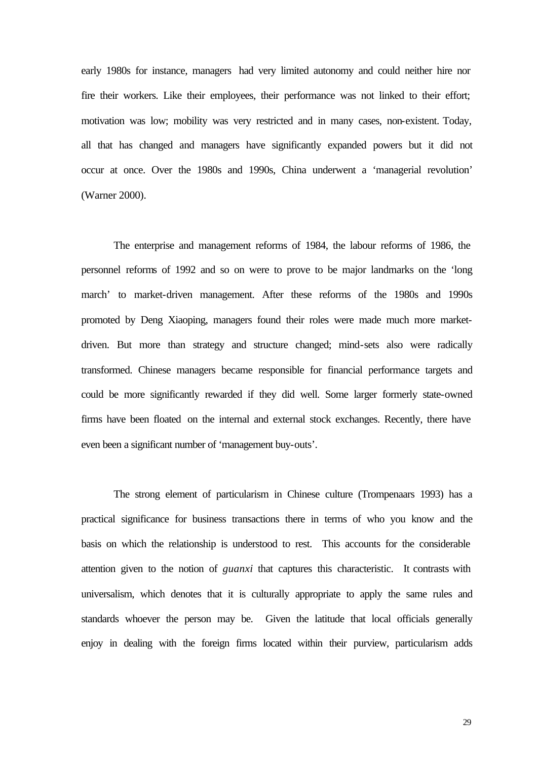early 1980s for instance, managers had very limited autonomy and could neither hire nor fire their workers. Like their employees, their performance was not linked to their effort; motivation was low; mobility was very restricted and in many cases, non-existent. Today, all that has changed and managers have significantly expanded powers but it did not occur at once. Over the 1980s and 1990s, China underwent a 'managerial revolution' (Warner 2000).

The enterprise and management reforms of 1984, the labour reforms of 1986, the personnel reforms of 1992 and so on were to prove to be major landmarks on the 'long march' to market-driven management. After these reforms of the 1980s and 1990s promoted by Deng Xiaoping, managers found their roles were made much more market-driven. But more than strategy and structure changed; mind-sets also were radically transformed. Chinese managers became responsible for financial performance targets and could be more significantly rewarded if they did well. Some larger formerly state-owned firms have been floated on the internal and external stock exchanges. Recently, there have even been a significant number of 'management buy-outs'.

The strong element of particularism in Chinese culture (Trompenaars 1993) has a practical significance for business transactions there in terms of who you know and the basis on which the relationship is understood to rest. This accounts for the considerable attention given to the notion of *guanxi* that captures this characteristic. It contrasts with universalism, which denotes that it is culturally appropriate to apply the same rules and standards whoever the person may be. Given the latitude that local officials generally enjoy in dealing with the foreign firms located within their purview, particularism adds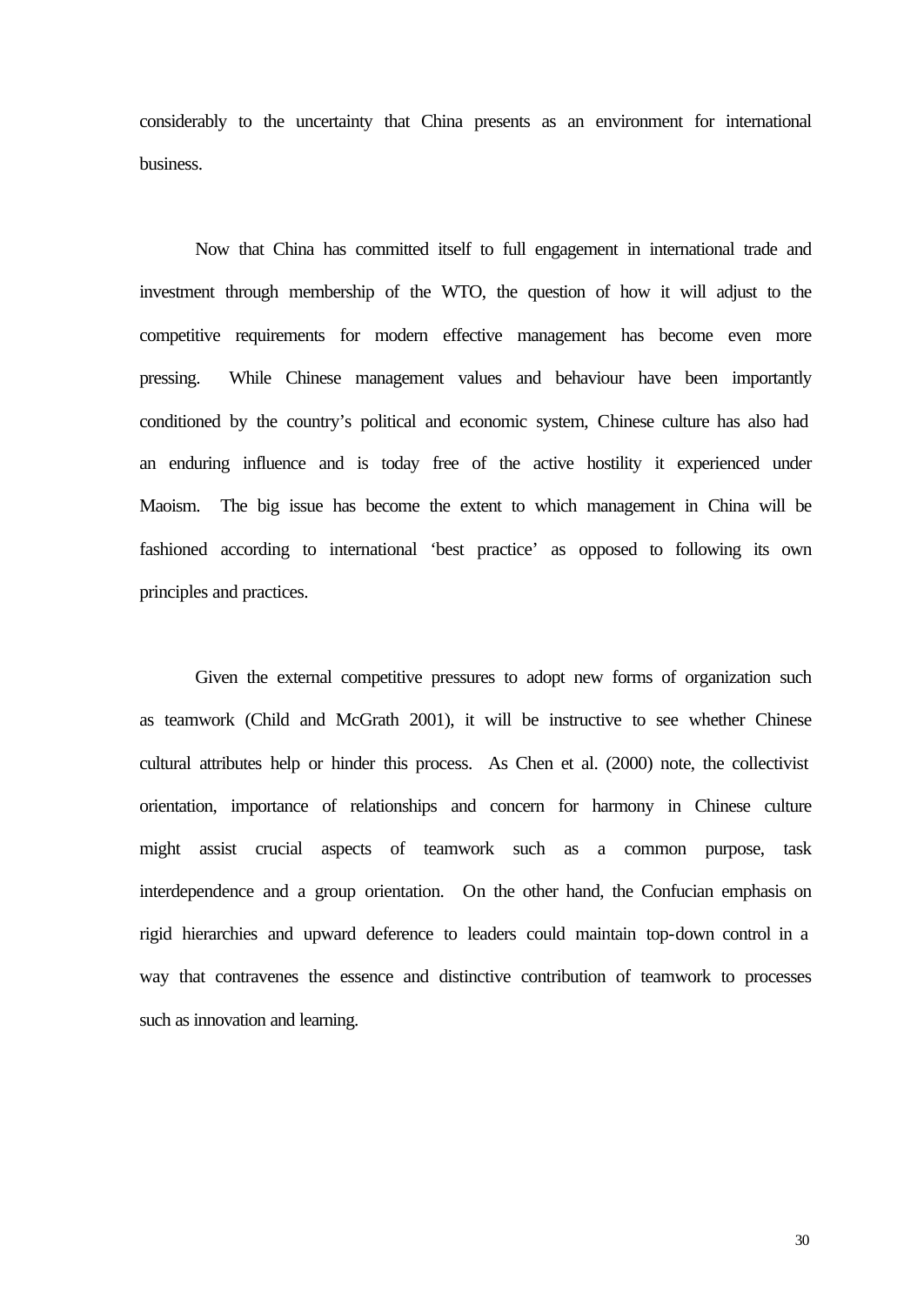considerably to the uncertainty that China presents as an environment for international business.

Now that China has committed itself to full engagement in international trade and investment through membership of the WTO, the question of how it will adjust to the competitive requirements for modern effective management has become even more pressing. While Chinese management values and behaviour have been importantly conditioned by the country's political and economic system, Chinese culture has also had an enduring influence and is today free of the active hostility it experienced under Maoism. The big issue has become the extent to which management in China will be fashioned according to international 'best practice' as opposed to following its own principles and practices.

Given the external competitive pressures to adopt new forms of organization such as teamwork (Child and McGrath 2001), it will be instructive to see whether Chinese cultural attributes help or hinder this process. As Chen et al. (2000) note, the collectivist orientation, importance of relationships and concern for harmony in Chinese culture might assist crucial aspects of teamwork such as a common purpose, task interdependence and a group orientation. On the other hand, the Confucian emphasis on rigid hierarchies and upward deference to leaders could maintain top-down control in a way that contravenes the essence and distinctive contribution of teamwork to processes such as innovation and learning.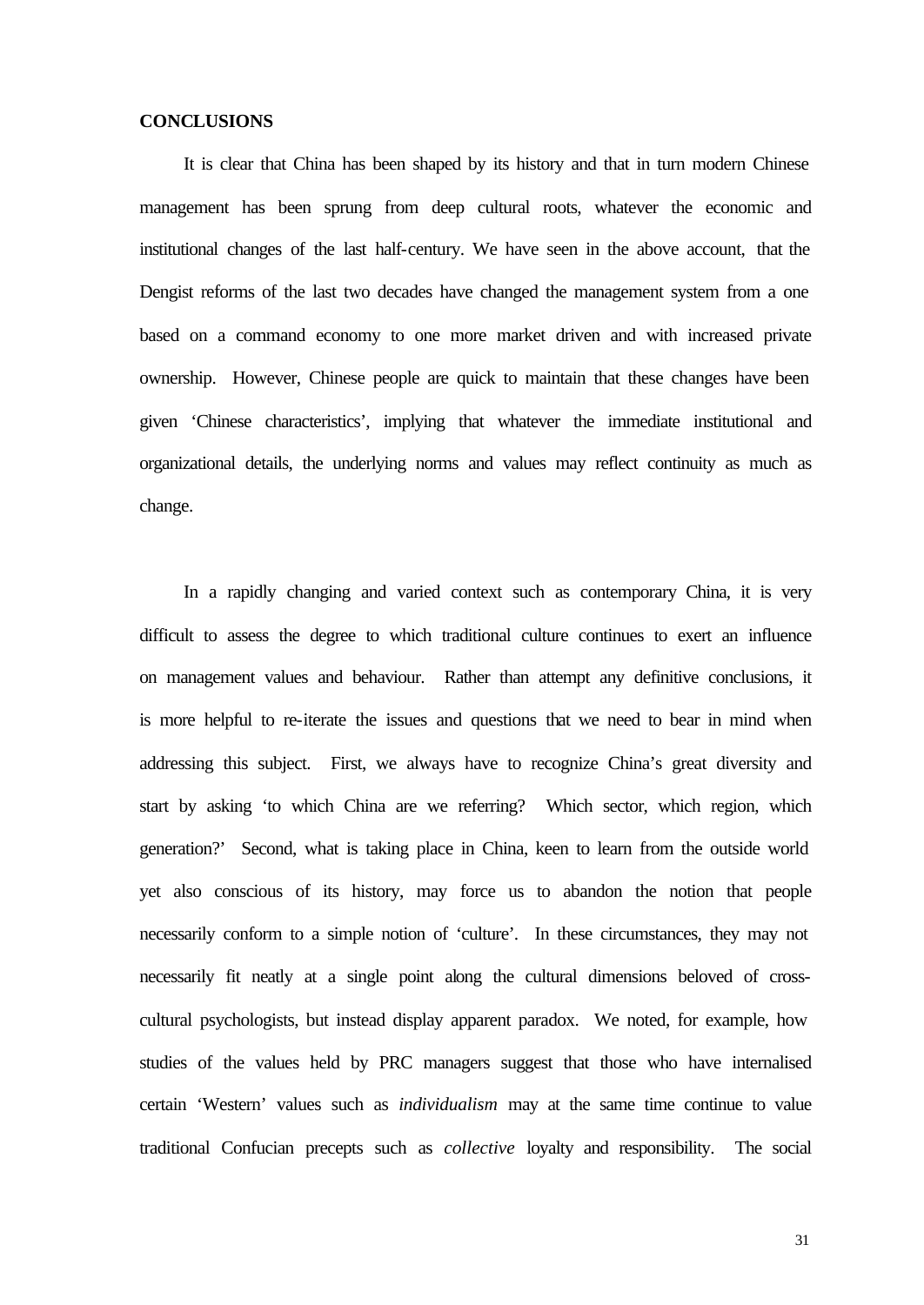**CONCLUSIONS**

It is clear that China has been shaped by its history and that in turn modern Chinese management has been sprung from deep cultural roots, whatever the economic and institutional changes of the last half-century. We have seen in the above account, that the Dengist reforms of the last two decades have changed the management system from a one based on a command economy to one more market driven and with increased private ownership. However, Chinese people are quick to maintain that these changes have been given 'Chinese characteristics', implying that whatever the immediate institutional and organizational details, the underlying norms and values may reflect continuity as much as change.

In a rapidly changing and varied context such as contemporary China, it is very difficult to assess the degree to which traditional culture continues to exert an influence on management values and behaviour. Rather than attempt any definitive conclusions, it is more helpful to re-iterate the issues and questions that we need to bear in mind when addressing this subject. First, we always have to recognize China's great diversity and start by asking 'to which China are we referring? Which sector, which region, which generation?' Second, what is taking place in China, keen to learn from the outside world yet also conscious of its history, may force us to abandon the notion that people necessarily conform to a simple notion of 'culture'. In these circumstances, they may not necessarily fit neatly at a single point along the cultural dimensions beloved of cross-cultural psychologists, but instead display apparent paradox. We noted, for example, how studies of the values held by PRC managers suggest that those who have internalised certain 'Western' values such as *individualism* may at the same time continue to value traditional Confucian precepts such as *collective* loyalty and responsibility. The social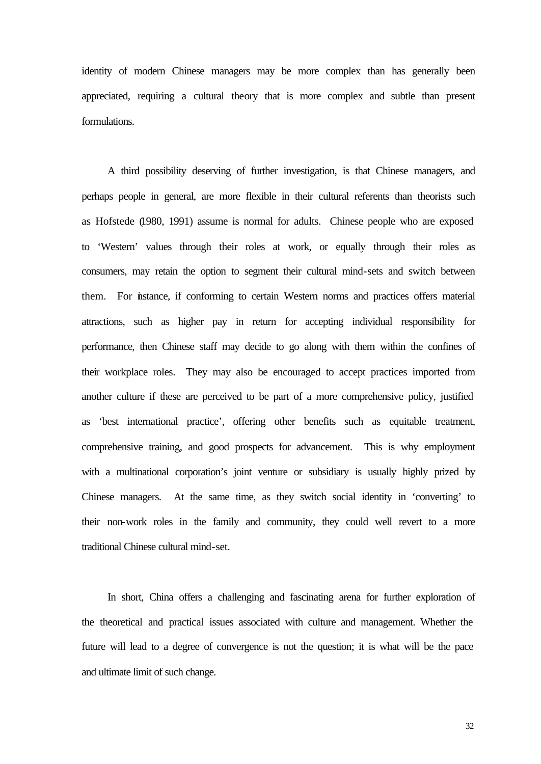identity of modern Chinese managers may be more complex than has generally been appreciated, requiring a cultural theory that is more complex and subtle than present formulations.

A third possibility deserving of further investigation, is that Chinese managers, and perhaps people in general, are more flexible in their cultural referents than theorists such as Hofstede (1980, 1991) assume is normal for adults. Chinese people who are exposed to 'Western' values through their roles at work, or equally through their roles as consumers, may retain the option to segment their cultural mind-sets and switch between them. For instance, if conforming to certain Western norms and practices offers material attractions, such as higher pay in return for accepting individual responsibility for performance, then Chinese staff may decide to go along with them within the confines of their workplace roles. They may also be encouraged to accept practices imported from another culture if these are perceived to be part of a more comprehensive policy, justified as 'best international practice', offering other benefits such as equitable treatment, comprehensive training, and good prospects for advancement. This is why employment with a multinational corporation's joint venture or subsidiary is usually highly prized by Chinese managers. At the same time, as they switch social identity in 'converting' to their non-work roles in the family and community, they could well revert to a more traditional Chinese cultural mind-set.

In short, China offers a challenging and fascinating arena for further exploration of the theoretical and practical issues associated with culture and management. Whether the future will lead to a degree of convergence is not the question; it is what will be the pace and ultimate limit of such change.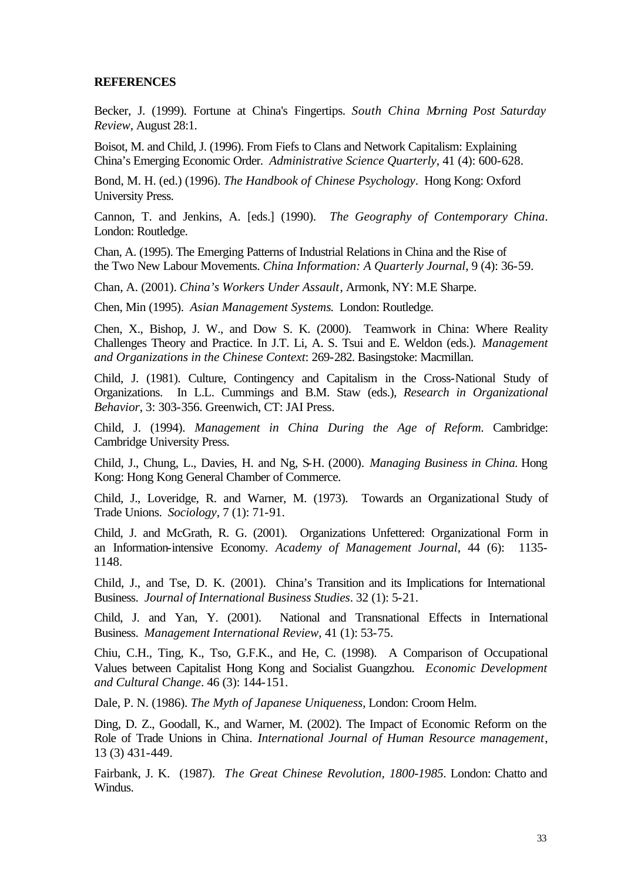**REFERENCES**

Becker, J. (1999). Fortune at China's Fingertips. *South China Morning Post Saturday Review*, August 28:1.

Boisot, M. and Child, J. (1996). From Fiefs to Clans and Network Capitalism: Explaining China's Emerging Economic Order. *Administrative Science Quarterly*, 41 (4): 600-628.

Bond, M. H. (ed.) (1996). *The Handbook of Chinese Psychology*. Hong Kong: Oxford University Press.

Cannon, T. and Jenkins, A. [eds.] (1990). *The Geography of Contemporary China*. London: Routledge.

Chan, A. (1995). The Emerging Patterns of Industrial Relations in China and the Rise of the Two New Labour Movements. *China Information: A Quarterly Journal*, 9 (4): 36-59.

Chan, A. (2001). *China's Workers Under Assault*, Armonk, NY: M.E Sharpe.

Chen, Min (1995). *Asian Management Systems.* London: Routledge.

Chen, X., Bishop, J. W., and Dow S. K. (2000). Teamwork in China: Where Reality Challenges Theory and Practice. In J.T. Li, A. S. Tsui and E. Weldon (eds.). *Management and Organizations in the Chinese Context*: 269-282. Basingstoke: Macmillan.

Child, J. (1981). Culture, Contingency and Capitalism in the Cross-National Study of Organizations. In L.L. Cummings and B.M. Staw (eds.), *Research in Organizational Behavior*, 3: 303-356. Greenwich, CT: JAI Press.

Child, J. (1994). *Management in China During the Age of Reform.* Cambridge: Cambridge University Press.

Child, J., Chung, L., Davies, H. and Ng, S-H. (2000). *Managing Business in China.* Hong Kong: Hong Kong General Chamber of Commerce.

Child, J., Loveridge, R. and Warner, M. (1973). Towards an Organizational Study of Trade Unions. *Sociology*, 7 (1): 71-91.

Child, J. and McGrath, R. G. (2001). Organizations Unfettered: Organizational Form in an Information-intensive Economy. *Academy of Management Journal*, 44 (6): 1135-1148.

Child, J., and Tse, D. K. (2001). China's Transition and its Implications for International Business. *Journal of International Business Studies*. 32 (1): 5-21.

Child, J. and Yan, Y. (2001). National and Transnational Effects in International Business. *Management International Review*, 41 (1): 53-75.

Chiu, C.H., Ting, K., Tso, G.F.K., and He, C. (1998). A Comparison of Occupational Values between Capitalist Hong Kong and Socialist Guangzhou. *Economic Development and Cultural Change*. 46 (3): 144-151.

Dale, P. N. (1986). *The Myth of Japanese Uniqueness*, London: Croom Helm.

Ding, D. Z., Goodall, K., and Warner, M. (2002). The Impact of Economic Reform on the Role of Trade Unions in China. *International Journal of Human Resource management*, 13 (3) 431-449.

Fairbank, J. K. (1987). *The Great Chinese Revolution, 1800-1985*. London: Chatto and Windus.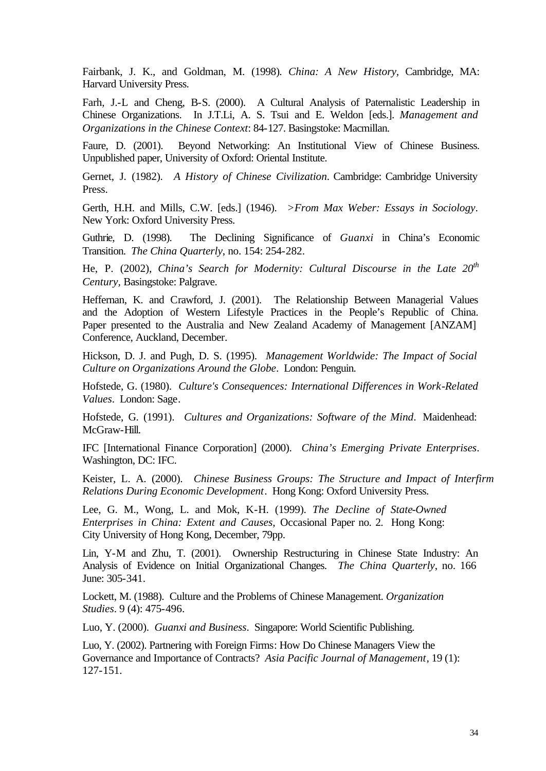Fairbank, J. K., and Goldman, M. (1998). *China: A New History*, Cambridge, MA: Harvard University Press.

Farh, J.-L and Cheng, B-S. (2000). A Cultural Analysis of Paternalistic Leadership in Chinese Organizations. In J.T.Li, A. S. Tsui and E. Weldon [eds.]. *Management and Organizations in the Chinese Context*: 84-127. Basingstoke: Macmillan.

Faure, D. (2001). Beyond Networking: An Institutional View of Chinese Business. Unpublished paper, University of Oxford: Oriental Institute.

Gernet, J. (1982). *A History of Chinese Civilization*. Cambridge: Cambridge University Press.

Gerth, H.H. and Mills, C.W. [eds.] (1946). *>From Max Weber: Essays in Sociology*. New York: Oxford University Press.

Guthrie, D. (1998). The Declining Significance of *Guanxi* in China's Economic Transition. *The China Quarterly*, no. 154: 254-282.

He, P. (2002), *China's Search for Modernity: Cultural Discourse in the Late 20th Century*, Basingstoke: Palgrave.

Heffernan, K. and Crawford, J. (2001). The Relationship Between Managerial Values and the Adoption of Western Lifestyle Practices in the People's Republic of China. Paper presented to the Australia and New Zealand Academy of Management [ANZAM] Conference, Auckland, December.

Hickson, D. J. and Pugh, D. S. (1995). *Management Worldwide: The Impact of Social Culture on Organizations Around the Globe*. London: Penguin.

Hofstede, G. (1980). *Culture's Consequences: International Differences in Work-Related Values*. London: Sage.

Hofstede, G. (1991). *Cultures and Organizations: Software of the Mind*. Maidenhead: McGraw-Hill.

IFC [International Finance Corporation] (2000). *China's Emerging Private Enterprises*. Washington, DC: IFC.

Keister, L. A. (2000). *Chinese Business Groups: The Structure and Impact of Interfirm Relations During Economic Development*. Hong Kong: Oxford University Press.

Lee, G. M., Wong, L. and Mok, K-H. (1999). *The Decline of State-Owned Enterprises in China: Extent and Causes*, Occasional Paper no. 2. Hong Kong: City University of Hong Kong, December, 79pp.

Lin, Y-M and Zhu, T. (2001). Ownership Restructuring in Chinese State Industry: An Analysis of Evidence on Initial Organizational Changes. *The China Quarterly*, no. 166 June: 305-341.

Lockett, M. (1988). Culture and the Problems of Chinese Management. *Organization Studies*. 9 (4): 475-496.

Luo, Y. (2000). *Guanxi and Business*. Singapore: World Scientific Publishing.

Luo, Y. (2002). Partnering with Foreign Firms: How Do Chinese Managers View the Governance and Importance of Contracts? *Asia Pacific Journal of Management*, 19 (1): 127-151.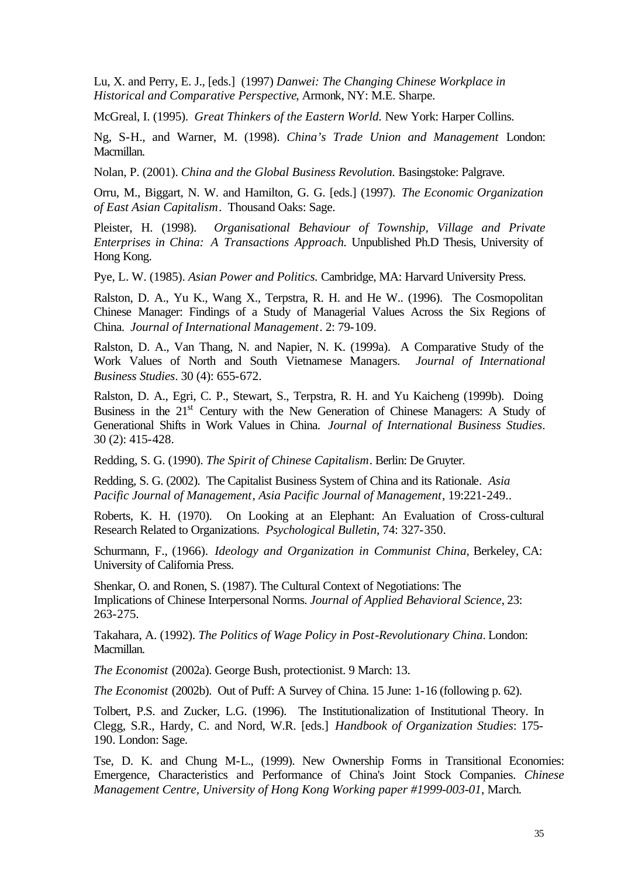Lu, X. and Perry, E. J., [eds.] (1997) *Danwei: The Changing Chinese Workplace in Historical and Comparative Perspective*, Armonk, NY: M.E. Sharpe.

McGreal, I. (1995). *Great Thinkers of the Eastern World.* New York: Harper Collins.

Ng, S-H., and Warner, M. (1998). *China's Trade Union and Management* London: Macmillan.

Nolan, P. (2001). *China and the Global Business Revolution.* Basingstoke: Palgrave.

Orru, M., Biggart, N. W. and Hamilton, G. G. [eds.] (1997). *The Economic Organization of East Asian Capitalism*. Thousand Oaks: Sage.

Pleister, H. (1998). *Organisational Behaviour of Township, Village and Private Enterprises in China: A Transactions Approach.* Unpublished Ph.D Thesis, University of Hong Kong.

Pye, L. W. (1985). *Asian Power and Politics.* Cambridge, MA: Harvard University Press.

Ralston, D. A., Yu K., Wang X., Terpstra, R. H. and He W.. (1996). The Cosmopolitan Chinese Manager: Findings of a Study of Managerial Values Across the Six Regions of China. *Journal of International Management*. 2: 79-109.

Ralston, D. A., Van Thang, N. and Napier, N. K. (1999a). A Comparative Study of the Work Values of North and South Vietnamese Managers. *Journal of International Business Studies*. 30 (4): 655-672.

Ralston, D. A., Egri, C. P., Stewart, S., Terpstra, R. H. and Yu Kaicheng (1999b). Doing Business in the 21st Century with the New Generation of Chinese Managers: A Study of Generational Shifts in Work Values in China. *Journal of International Business Studies*. 30 (2): 415-428.

Redding, S. G. (1990). *The Spirit of Chinese Capitalism*. Berlin: De Gruyter.

Redding, S. G. (2002). The Capitalist Business System of China and its Rationale. *Asia Pacific Journal of Management*, *Asia Pacific Journal of Management*, 19:221-249..

Roberts, K. H. (1970). On Looking at an Elephant: An Evaluation of Cross-cultural Research Related to Organizations. *Psychological Bulletin*, 74: 327-350.

Schurmann, F., (1966). *Ideology and Organization in Communist China*, Berkeley, CA: University of California Press.

Shenkar, O. and Ronen, S. (1987). The Cultural Context of Negotiations: The Implications of Chinese Interpersonal Norms. *Journal of Applied Behavioral Science*, 23: 263-275.

Takahara, A. (1992). *The Politics of Wage Policy in Post-Revolutionary China*. London: Macmillan.

*The Economist* (2002a). George Bush, protectionist. 9 March: 13.

*The Economist* (2002b). Out of Puff: A Survey of China. 15 June: 1-16 (following p. 62).

Tolbert, P.S. and Zucker, L.G. (1996). The Institutionalization of Institutional Theory. In Clegg, S.R., Hardy, C. and Nord, W.R. [eds.] *Handbook of Organization Studies*: 175-190. London: Sage.

Tse, D. K. and Chung M-L., (1999). New Ownership Forms in Transitional Economies: Emergence, Characteristics and Performance of China's Joint Stock Companies. *Chinese Management Centre, University of Hong Kong Working paper #1999-003-01*, March.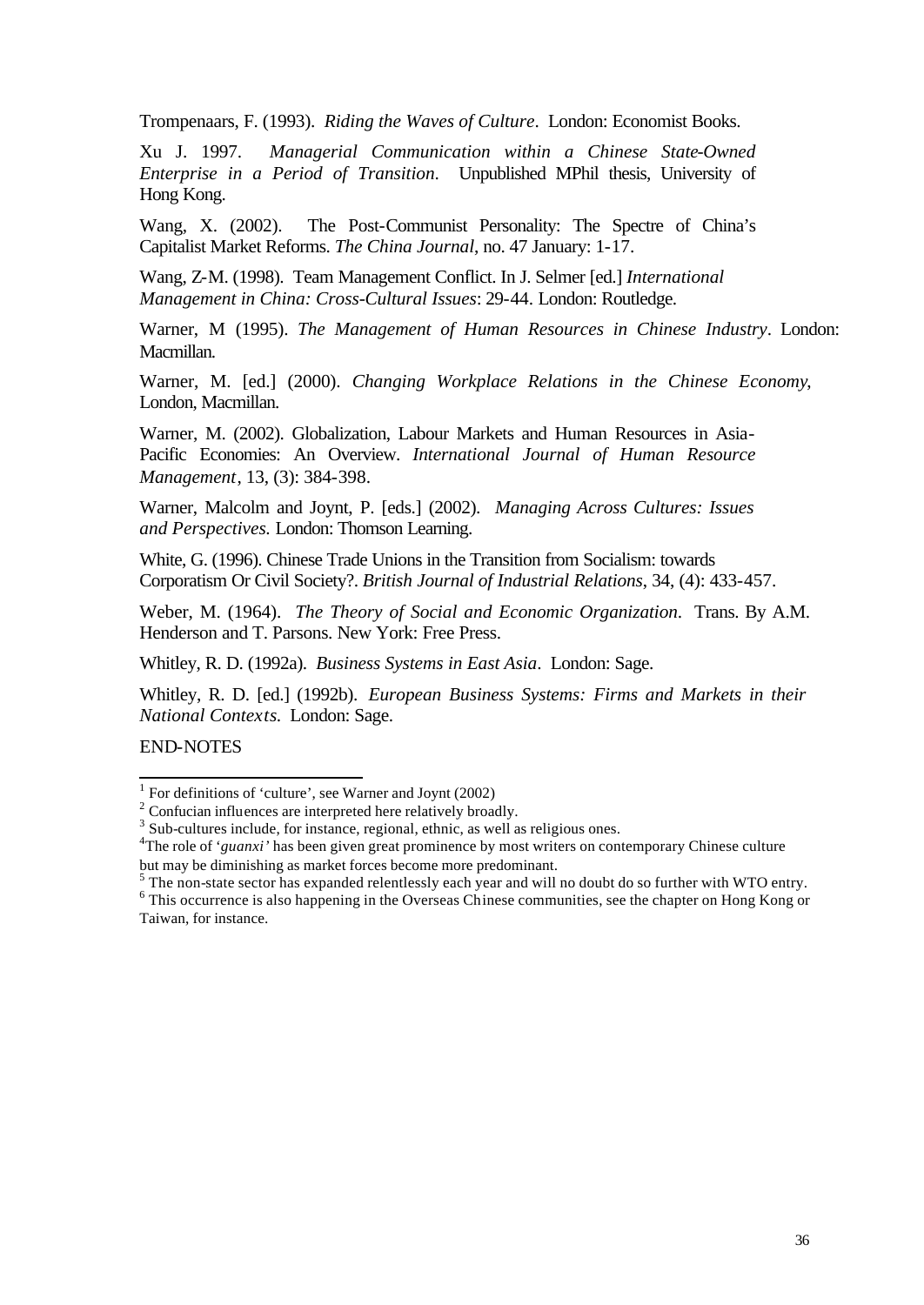Trompenaars, F. (1993). *Riding the Waves of Culture*. London: Economist Books.

Xu J. 1997. *Managerial Communication within a Chinese State-Owned Enterprise in a Period of Transition*. Unpublished MPhil thesis, University of Hong Kong.

Wang, X. (2002). The Post-Communist Personality: The Spectre of China's Capitalist Market Reforms. *The China Journal*, no. 47 January: 1-17.

Wang, Z-M. (1998). Team Management Conflict. In J. Selmer [ed.] *International Management in China: Cross-Cultural Issues*: 29-44. London: Routledge.

Warner, M (1995). *The Management of Human Resources in Chinese Industry*. London: Macmillan.

Warner, M. [ed.] (2000). *Changing Workplace Relations in the Chinese Economy*, London, Macmillan.

Warner, M. (2002). Globalization, Labour Markets and Human Resources in Asia-Pacific Economies: An Overview. *International Journal of Human Resource Management*, 13, (3): 384-398.

Warner, Malcolm and Joynt, P. [eds.] (2002). *Managing Across Cultures: Issues and Perspectives.* London: Thomson Learning.

White, G. (1996). Chinese Trade Unions in the Transition from Socialism: towards Corporatism Or Civil Society?. *British Journal of Industrial Relations*, 34, (4): 433-457.

Weber, M. (1964). *The Theory of Social and Economic Organization*. Trans. By A.M. Henderson and T. Parsons. New York: Free Press.

Whitley, R. D. (1992a). *Business Systems in East Asia*. London: Sage.

Whitley, R. D. [ed.] (1992b). *European Business Systems: Firms and Markets in their National Contexts*. London: Sage.

END-NOTES

---

[1] For definitions of 'culture', see Warner and Joynt (2002)

[2] Confucian influences are interpreted here relatively broadly.

[3] Sub-cultures include, for instance, regional, ethnic, as well as religious ones.

[4] The role of '*guanxi*' has been given great prominence by most writers on contemporary Chinese culture but may be diminishing as market forces become more predominant.

[5] The non-state sector has expanded relentlessly each year and will no doubt do so further with WTO entry.

[6] This occurrence is also happening in the Overseas Chinese communities, see the chapter on Hong Kong or Taiwan, for instance.